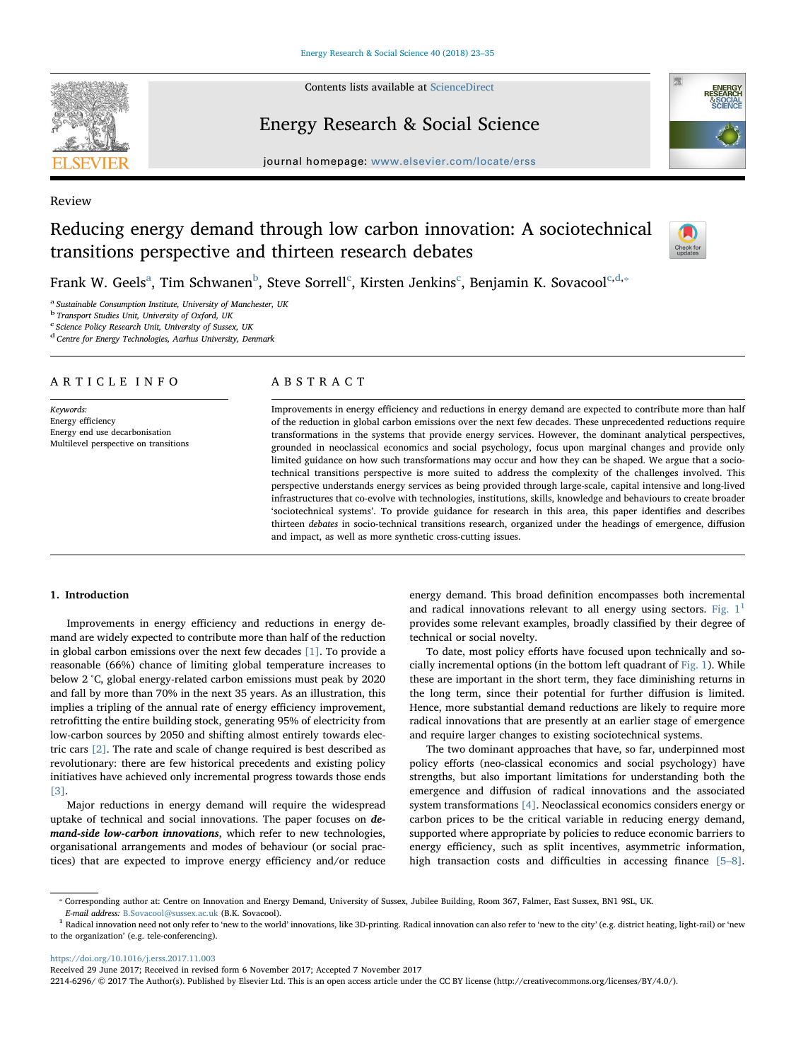Review

# Reducing energy demand through low carbon innovation: A sociotechnical transitions perspective and thirteen research debates

Frank W. Geels[a], Tim Schwanen[b], Steve Sorrell[c], Kirsten Jenkins[c], Benjamin K. Sovacool[c,d,*]

[a] Sustainable Consumption Institute, University of Manchester, UK
[b] Transport Studies Unit, University of Oxford, UK
[c] Science Policy Research Unit, University of Sussex, UK
[d] Centre for Energy Technologies, Aarhus University, Denmark

## ARTICLE INFO

*Keywords:*
Energy efficiency
Energy end use decarbonisation
Multilevel perspective on transitions

## ABSTRACT

Improvements in energy efficiency and reductions in energy demand are expected to contribute more than half of the reduction in global carbon emissions over the next few decades. These unprecedented reductions require transformations in the systems that provide energy services. However, the dominant analytical perspectives, grounded in neoclassical economics and social psychology, focus upon marginal changes and provide only limited guidance on how such transformations may occur and how they can be shaped. We argue that a sociotechnical transitions perspective is more suited to address the complexity of the challenges involved. This perspective understands energy services as being provided through large-scale, capital intensive and long-lived infrastructures that co-evolve with technologies, institutions, skills, knowledge and behaviours to create broader 'sociotechnical systems'. To provide guidance for research in this area, this paper identifies and describes thirteen *debates* in socio-technical transitions research, organized under the headings of emergence, diffusion and impact, as well as more synthetic cross-cutting issues.

## 1. Introduction

Improvements in energy efficiency and reductions in energy demand are widely expected to contribute more than half of the reduction in global carbon emissions over the next few decades [1]. To provide a reasonable (66%) chance of limiting global temperature increases to below 2 °C, global energy-related carbon emissions must peak by 2020 and fall by more than 70% in the next 35 years. As an illustration, this implies a tripling of the annual rate of energy efficiency improvement, retrofitting the entire building stock, generating 95% of electricity from low-carbon sources by 2050 and shifting almost entirely towards electric cars [2]. The rate and scale of change required is best described as revolutionary: there are few historical precedents and existing policy initiatives have achieved only incremental progress towards those ends [3].

Major reductions in energy demand will require the widespread uptake of technical and social innovations. The paper focuses on ***demand-side low-carbon innovations***, which refer to new technologies, organisational arrangements and modes of behaviour (or social practices) that are expected to improve energy efficiency and/or reduce energy demand. This broad definition encompasses both incremental and radical innovations relevant to all energy using sectors. Fig. 1[1] provides some relevant examples, broadly classified by their degree of technical or social novelty.

To date, most policy efforts have focused upon technically and socially incremental options (in the bottom left quadrant of Fig. 1). While these are important in the short term, they face diminishing returns in the long term, since their potential for further diffusion is limited. Hence, more substantial demand reductions are likely to require more radical innovations that are presently at an earlier stage of emergence and require larger changes to existing sociotechnical systems.

The two dominant approaches that have, so far, underpinned most policy efforts (neo-classical economics and social psychology) have strengths, but also important limitations for understanding both the emergence and diffusion of radical innovations and the associated system transformations [4]. Neoclassical economics considers energy or carbon prices to be the critical variable in reducing energy demand, supported where appropriate by policies to reduce economic barriers to energy efficiency, such as split incentives, asymmetric information, high transaction costs and difficulties in accessing finance [5–8].

* Corresponding author at: Centre on Innovation and Energy Demand, University of Sussex, Jubilee Building, Room 367, Falmer, East Sussex, BN1 9SL, UK.
*E-mail address:* B.Sovacool@sussex.ac.uk (B.K. Sovacool).

[1] Radical innovation need not only refer to 'new to the world' innovations, like 3D-printing. Radical innovation can also refer to 'new to the city' (e.g. district heating, light-rail) or 'new to the organization' (e.g. tele-conferencing).

https://doi.org/10.1016/j.erss.2017.11.003
Received 29 June 2017; Received in revised form 6 November 2017; Accepted 7 November 2017
2214-6296/ © 2017 The Author(s). Published by Elsevier Ltd. This is an open access article under the CC BY license (http://creativecommons.org/licenses/BY/4.0/).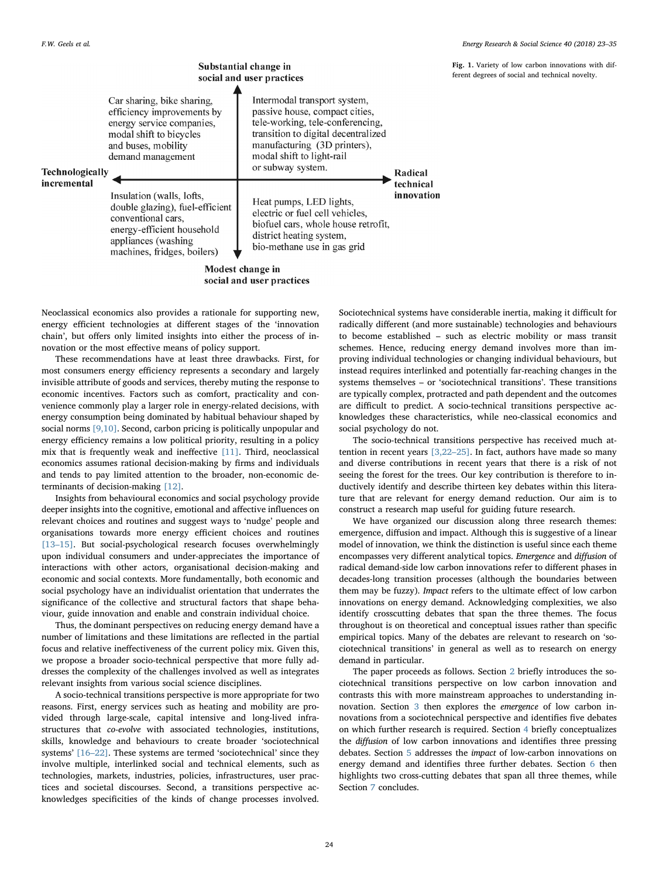Substantial change in social and user practices

Car sharing, bike sharing, efficiency improvements by energy service companies, modal shift to bicycles and buses, mobility demand management

Intermodal transport system, passive house, compact cities, tele-working, tele-conferencing, transition to digital decentralized manufacturing (3D printers), modal shift to light-rail or subway system.

Technologically incremental

Radical technical innovation

Insulation (walls, lofts, double glazing), fuel-efficient conventional cars, energy-efficient household appliances (washing machines, fridges, boilers)

Heat pumps, LED lights, electric or fuel cell vehicles, biofuel cars, whole house retrofit, district heating system, bio-methane use in gas grid

Modest change in social and user practices

**Fig. 1.** Variety of low carbon innovations with different degrees of social and technical novelty.

Neoclassical economics also provides a rationale for supporting new, energy efficient technologies at different stages of the 'innovation chain', but offers only limited insights into either the process of innovation or the most effective means of policy support.

These recommendations have at least three drawbacks. First, for most consumers energy efficiency represents a secondary and largely invisible attribute of goods and services, thereby muting the response to economic incentives. Factors such as comfort, practicality and convenience commonly play a larger role in energy-related decisions, with energy consumption being dominated by habitual behaviour shaped by social norms [9,10]. Second, carbon pricing is politically unpopular and energy efficiency remains a low political priority, resulting in a policy mix that is frequently weak and ineffective [11]. Third, neoclassical economics assumes rational decision-making by firms and individuals and tends to pay limited attention to the broader, non-economic determinants of decision-making [12].

Insights from behavioural economics and social psychology provide deeper insights into the cognitive, emotional and affective influences on relevant choices and routines and suggest ways to 'nudge' people and organisations towards more energy efficient choices and routines [13–15]. But social-psychological research focuses overwhelmingly upon individual consumers and under-appreciates the importance of interactions with other actors, organisational decision-making and economic and social contexts. More fundamentally, both economic and social psychology have an individualist orientation that underrates the significance of the collective and structural factors that shape behaviour, guide innovation and enable and constrain individual choice.

Thus, the dominant perspectives on reducing energy demand have a number of limitations and these limitations are reflected in the partial focus and relative ineffectiveness of the current policy mix. Given this, we propose a broader socio-technical perspective that more fully addresses the complexity of the challenges involved as well as integrates relevant insights from various social science disciplines.

A socio-technical transitions perspective is more appropriate for two reasons. First, energy services such as heating and mobility are provided through large-scale, capital intensive and long-lived infrastructures that *co-evolve* with associated technologies, institutions, skills, knowledge and behaviours to create broader 'sociotechnical systems' [16–22]. These systems are termed 'sociotechnical' since they involve multiple, interlinked social and technical elements, such as technologies, markets, industries, policies, infrastructures, user practices and societal discourses. Second, a transitions perspective acknowledges specificities of the kinds of change processes involved. Sociotechnical systems have considerable inertia, making it difficult for radically different (and more sustainable) technologies and behaviours to become established – such as electric mobility or mass transit schemes. Hence, reducing energy demand involves more than improving individual technologies or changing individual behaviours, but instead requires interlinked and potentially far-reaching changes in the systems themselves – or 'sociotechnical transitions'. These transitions are typically complex, protracted and path dependent and the outcomes are difficult to predict. A socio-technical transitions perspective acknowledges these characteristics, while neo-classical economics and social psychology do not.

The socio-technical transitions perspective has received much attention in recent years [3,22–25]. In fact, authors have made so many and diverse contributions in recent years that there is a risk of not seeing the forest for the trees. Our key contribution is therefore to inductively identify and describe thirteen key debates within this literature that are relevant for energy demand reduction. Our aim is to construct a research map useful for guiding future research.

We have organized our discussion along three research themes: emergence, diffusion and impact. Although this is suggestive of a linear model of innovation, we think the distinction is useful since each theme encompasses very different analytical topics. *Emergence* and *diffusion* of radical demand-side low carbon innovations refer to different phases in decades-long transition processes (although the boundaries between them may be fuzzy). *Impact* refers to the ultimate effect of low carbon innovations on energy demand. Acknowledging complexities, we also identify crosscutting debates that span the three themes. The focus throughout is on theoretical and conceptual issues rather than specific empirical topics. Many of the debates are relevant to research on 'sociotechnical transitions' in general as well as to research on energy demand in particular.

The paper proceeds as follows. Section 2 briefly introduces the sociotechnical transitions perspective on low carbon innovation and contrasts this with more mainstream approaches to understanding innovation. Section 3 then explores the *emergence* of low carbon innovations from a sociotechnical perspective and identifies five debates on which further research is required. Section 4 briefly conceptualizes the *diffusion* of low carbon innovations and identifies three pressing debates. Section 5 addresses the *impact* of low-carbon innovations on energy demand and identifies three further debates. Section 6 then highlights two cross-cutting debates that span all three themes, while Section 7 concludes.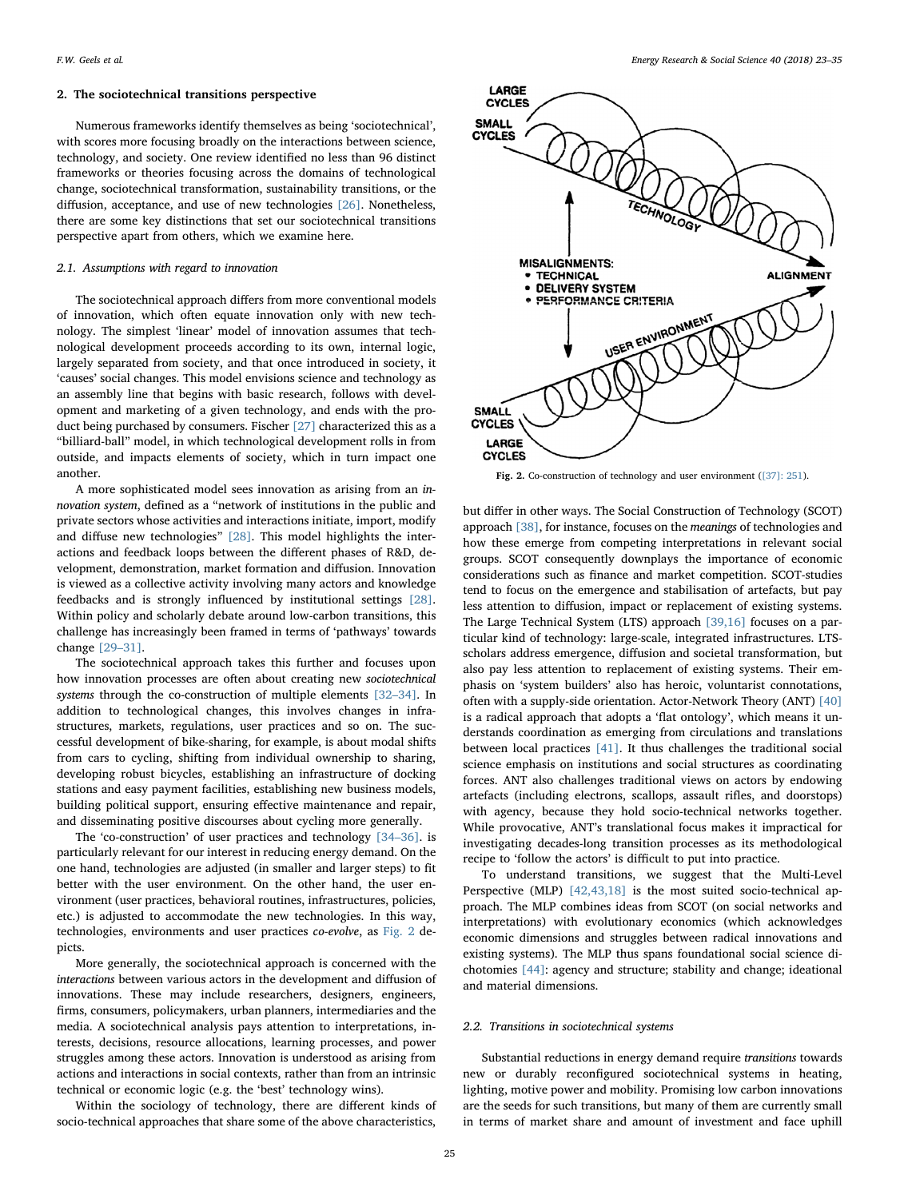## 2. The sociotechnical transitions perspective

Numerous frameworks identify themselves as being 'sociotechnical', with scores more focusing broadly on the interactions between science, technology, and society. One review identified no less than 96 distinct frameworks or theories focusing across the domains of technological change, sociotechnical transformation, sustainability transitions, or the diffusion, acceptance, and use of new technologies [26]. Nonetheless, there are some key distinctions that set our sociotechnical transitions perspective apart from others, which we examine here.

### 2.1. Assumptions with regard to innovation

The sociotechnical approach differs from more conventional models of innovation, which often equate innovation only with new technology. The simplest 'linear' model of innovation assumes that technological development proceeds according to its own, internal logic, largely separated from society, and that once introduced in society, it 'causes' social changes. This model envisions science and technology as an assembly line that begins with basic research, follows with development and marketing of a given technology, and ends with the product being purchased by consumers. Fischer [27] characterized this as a "billiard-ball" model, in which technological development rolls in from outside, and impacts elements of society, which in turn impact one another.

A more sophisticated model sees innovation as arising from an *innovation system*, defined as a "network of institutions in the public and private sectors whose activities and interactions initiate, import, modify and diffuse new technologies" [28]. This model highlights the interactions and feedback loops between the different phases of R&D, development, demonstration, market formation and diffusion. Innovation is viewed as a collective activity involving many actors and knowledge feedbacks and is strongly influenced by institutional settings [28]. Within policy and scholarly debate around low-carbon transitions, this challenge has increasingly been framed in terms of 'pathways' towards change [29–31].

The sociotechnical approach takes this further and focuses upon how innovation processes are often about creating new *sociotechnical systems* through the co-construction of multiple elements [32–34]. In addition to technological changes, this involves changes in infrastructures, markets, regulations, user practices and so on. The successful development of bike-sharing, for example, is about modal shifts from cars to cycling, shifting from individual ownership to sharing, developing robust bicycles, establishing an infrastructure of docking stations and easy payment facilities, establishing new business models, building political support, ensuring effective maintenance and repair, and disseminating positive discourses about cycling more generally.

The 'co-construction' of user practices and technology [34–36]. is particularly relevant for our interest in reducing energy demand. On the one hand, technologies are adjusted (in smaller and larger steps) to fit better with the user environment. On the other hand, the user environment (user practices, behavioral routines, infrastructures, policies, etc.) is adjusted to accommodate the new technologies. In this way, technologies, environments and user practices *co-evolve*, as Fig. 2 depicts.

LARGE CYCLES
SMALL CYCLES
TECHNOLOGY
MISALIGNMENTS:
• TECHNICAL
• DELIVERY SYSTEM
• PERFORMANCE CRITERIA
ALIGNMENT
USER ENVIRONMENT
SMALL CYCLES
LARGE CYCLES

**Fig. 2.** Co-construction of technology and user environment ([37]: 251).

More generally, the sociotechnical approach is concerned with the *interactions* between various actors in the development and diffusion of innovations. These may include researchers, designers, engineers, firms, consumers, policymakers, urban planners, intermediaries and the media. A sociotechnical analysis pays attention to interpretations, interests, decisions, resource allocations, learning processes, and power struggles among these actors. Innovation is understood as arising from actions and interactions in social contexts, rather than from an intrinsic technical or economic logic (e.g. the 'best' technology wins).

Within the sociology of technology, there are different kinds of socio-technical approaches that share some of the above characteristics, but differ in other ways. The Social Construction of Technology (SCOT) approach [38], for instance, focuses on the *meanings* of technologies and how these emerge from competing interpretations in relevant social groups. SCOT consequently downplays the importance of economic considerations such as finance and market competition. SCOT-studies tend to focus on the emergence and stabilisation of artefacts, but pay less attention to diffusion, impact or replacement of existing systems. The Large Technical System (LTS) approach [39,16] focuses on a particular kind of technology: large-scale, integrated infrastructures. LTS-scholars address emergence, diffusion and societal transformation, but also pay less attention to replacement of existing systems. Their emphasis on 'system builders' also has heroic, voluntarist connotations, often with a supply-side orientation. Actor-Network Theory (ANT) [40] is a radical approach that adopts a 'flat ontology', which means it understands coordination as emerging from circulations and translations between local practices [41]. It thus challenges the traditional social science emphasis on institutions and social structures as coordinating forces. ANT also challenges traditional views on actors by endowing artefacts (including electrons, scallops, assault rifles, and doorstops) with agency, because they hold socio-technical networks together. While provocative, ANT's translational focus makes it impractical for investigating decades-long transition processes as its methodological recipe to 'follow the actors' is difficult to put into practice.

To understand transitions, we suggest that the Multi-Level Perspective (MLP) [42,43,18] is the most suited socio-technical approach. The MLP combines ideas from SCOT (on social networks and interpretations) with evolutionary economics (which acknowledges economic dimensions and struggles between radical innovations and existing systems). The MLP thus spans foundational social science dichotomies [44]: agency and structure; stability and change; ideational and material dimensions.

### 2.2. Transitions in sociotechnical systems

Substantial reductions in energy demand require *transitions* towards new or durably reconfigured sociotechnical systems in heating, lighting, motive power and mobility. Promising low carbon innovations are the seeds for such transitions, but many of them are currently small in terms of market share and amount of investment and face uphill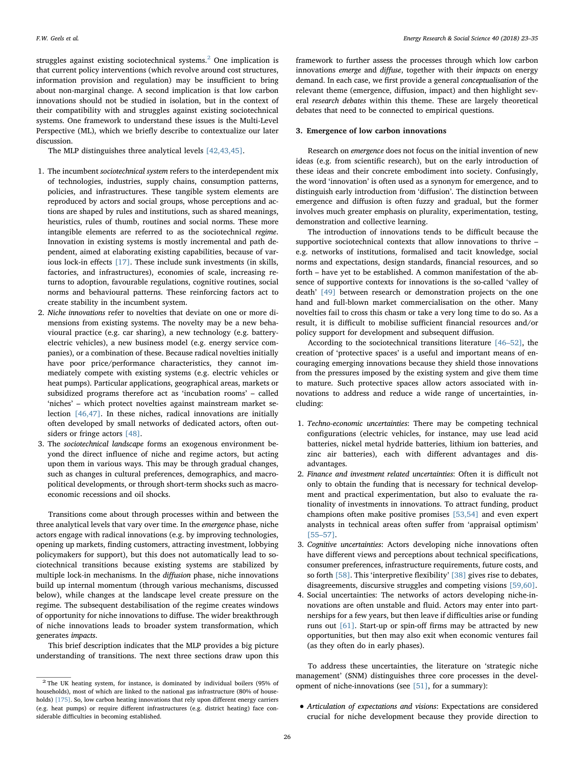struggles against existing sociotechnical systems.[2] One implication is that current policy interventions (which revolve around cost structures, information provision and regulation) may be insufficient to bring about non-marginal change. A second implication is that low carbon innovations should not be studied in isolation, but in the context of their compatibility with and struggles against existing sociotechnical systems. One framework to understand these issues is the Multi-Level Perspective (ML), which we briefly describe to contextualize our later discussion.

The MLP distinguishes three analytical levels [42,43,45].

1. The incumbent *sociotechnical system* refers to the interdependent mix of technologies, industries, supply chains, consumption patterns, policies, and infrastructures. These tangible system elements are reproduced by actors and social groups, whose perceptions and actions are shaped by rules and institutions, such as shared meanings, heuristics, rules of thumb, routines and social norms. These more intangible elements are referred to as the sociotechnical *regime*. Innovation in existing systems is mostly incremental and path dependent, aimed at elaborating existing capabilities, because of various lock-in effects [17]. These include sunk investments (in skills, factories, and infrastructures), economies of scale, increasing returns to adoption, favourable regulations, cognitive routines, social norms and behavioural patterns. These reinforcing factors act to create stability in the incumbent system.
2. *Niche innovations* refer to novelties that deviate on one or more dimensions from existing systems. The novelty may be a new behavioural practice (e.g. car sharing), a new technology (e.g. battery-electric vehicles), a new business model (e.g. energy service companies), or a combination of these. Because radical novelties initially have poor price/performance characteristics, they cannot immediately compete with existing systems (e.g. electric vehicles or heat pumps). Particular applications, geographical areas, markets or subsidized programs therefore act as 'incubation rooms' – called 'niches' – which protect novelties against mainstream market selection [46,47]. In these niches, radical innovations are initially often developed by small networks of dedicated actors, often outsiders or fringe actors [48].
3. The *sociotechnical landscape* forms an exogenous environment beyond the direct influence of niche and regime actors, but acting upon them in various ways. This may be through gradual changes, such as changes in cultural preferences, demographics, and macro-political developments, or through short-term shocks such as macro-economic recessions and oil shocks.

Transitions come about through processes within and between the three analytical levels that vary over time. In the *emergence* phase, niche actors engage with radical innovations (e.g. by improving technologies, opening up markets, finding customers, attracting investment, lobbying policymakers for support), but this does not automatically lead to sociotechnical transitions because existing systems are stabilized by multiple lock-in mechanisms. In the *diffusion* phase, niche innovations build up internal momentum (through various mechanisms, discussed below), while changes at the landscape level create pressure on the regime. The subsequent destabilisation of the regime creates windows of opportunity for niche innovations to diffuse. The wider breakthrough of niche innovations leads to broader system transformation, which generates *impacts*.

This brief description indicates that the MLP provides a big picture understanding of transitions. The next three sections draw upon this framework to further assess the processes through which low carbon innovations *emerge* and *diffuse*, together with their *impacts* on energy demand. In each case, we first provide a general *conceptualisation* of the relevant theme (emergence, diffusion, impact) and then highlight several *research debates* within this theme. These are largely theoretical debates that need to be connected to empirical questions.

## 3. Emergence of low carbon innovations

Research on *emergence* does not focus on the initial invention of new ideas (e.g. from scientific research), but on the early introduction of these ideas and their concrete embodiment into society. Confusingly, the word 'innovation' is often used as a synonym for emergence, and to distinguish early introduction from 'diffusion'. The distinction between emergence and diffusion is often fuzzy and gradual, but the former involves much greater emphasis on plurality, experimentation, testing, demonstration and collective learning.

The introduction of innovations tends to be difficult because the supportive sociotechnical contexts that allow innovations to thrive – e.g. networks of institutions, formalised and tacit knowledge, social norms and expectations, design standards, financial resources, and so forth – have yet to be established. A common manifestation of the absence of supportive contexts for innovations is the so-called 'valley of death' [49] between research or demonstration projects on the one hand and full-blown market commercialisation on the other. Many novelties fail to cross this chasm or take a very long time to do so. As a result, it is difficult to mobilise sufficient financial resources and/or policy support for development and subsequent diffusion.

According to the sociotechnical transitions literature [46–52], the creation of 'protective spaces' is a useful and important means of encouraging emerging innovations because they shield those innovations from the pressures imposed by the existing system and give them time to mature. Such protective spaces allow actors associated with innovations to address and reduce a wide range of uncertainties, including:

1. *Techno-economic uncertainties*: There may be competing technical configurations (electric vehicles, for instance, may use lead acid batteries, nickel metal hydride batteries, lithium ion batteries, and zinc air batteries), each with different advantages and disadvantages.
2. *Finance and investment related uncertainties*: Often it is difficult not only to obtain the funding that is necessary for technical development and practical experimentation, but also to evaluate the rationality of investments in innovations. To attract funding, product champions often make positive promises [53,54] and even expert analysts in technical areas often suffer from 'appraisal optimism' [55–57].
3. *Cognitive uncertainties*: Actors developing niche innovations often have different views and perceptions about technical specifications, consumer preferences, infrastructure requirements, future costs, and so forth [58]. This 'interpretive flexibility' [38] gives rise to debates, disagreements, discursive struggles and competing visions [59,60].
4. Social uncertainties: The networks of actors developing niche-innovations are often unstable and fluid. Actors may enter into partnerships for a few years, but then leave if difficulties arise or funding runs out [61]. Start-up or spin-off firms may be attracted by new opportunities, but then may also exit when economic ventures fail (as they often do in early phases).

To address these uncertainties, the literature on 'strategic niche management' (SNM) distinguishes three core processes in the development of niche-innovations (see [51], for a summary):

- *Articulation of expectations and visions*: Expectations are considered crucial for niche development because they provide direction to

[2] The UK heating system, for instance, is dominated by individual boilers (95% of households), most of which are linked to the national gas infrastructure (80% of households) [175]. So, low carbon heating innovations that rely upon different energy carriers (e.g. heat pumps) or require different infrastructures (e.g. district heating) face considerable difficulties in becoming established.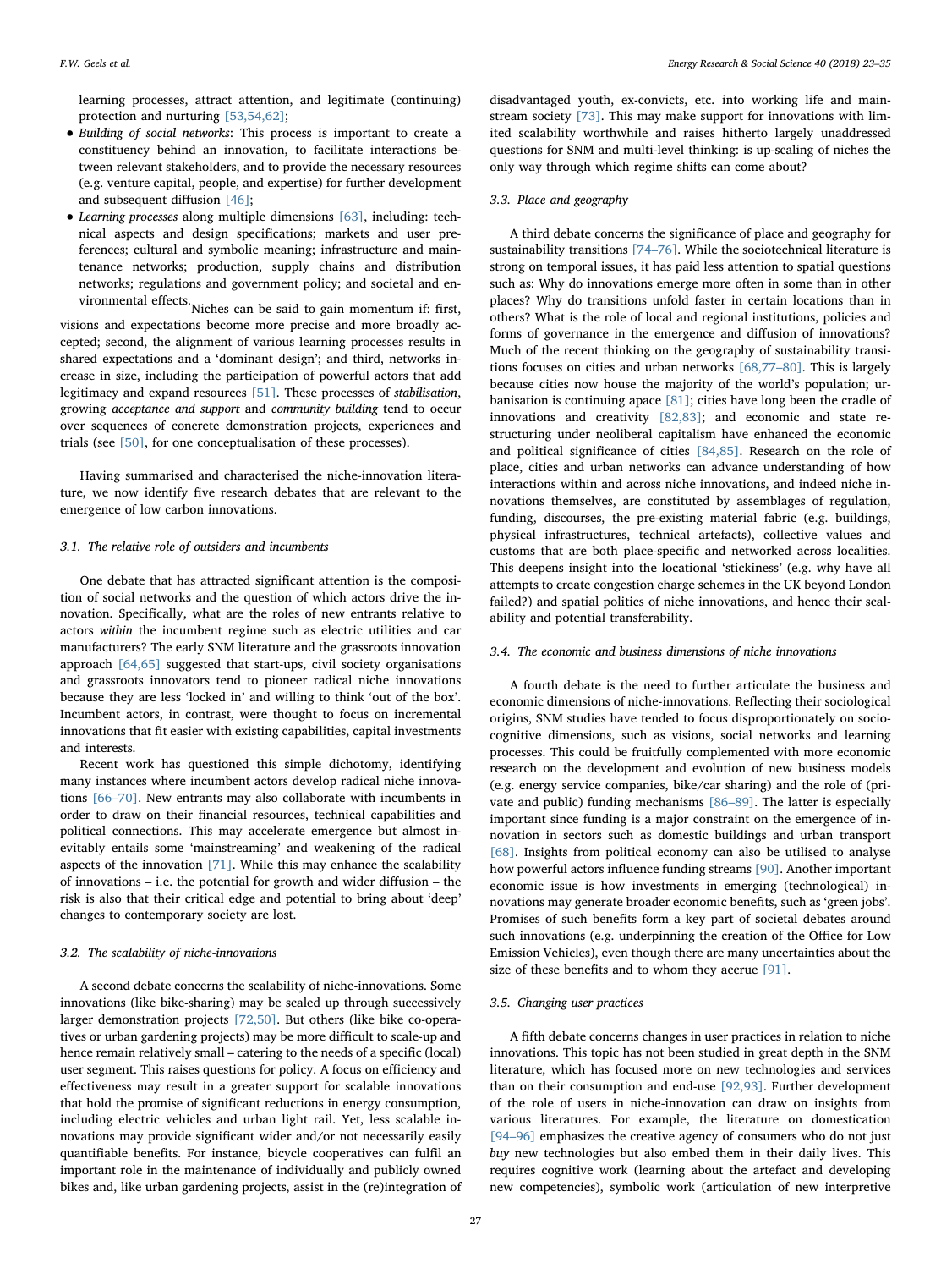learning processes, attract attention, and legitimate (continuing) protection and nurturing [53,54,62];

- *Building of social networks*: This process is important to create a constituency behind an innovation, to facilitate interactions between relevant stakeholders, and to provide the necessary resources (e.g. venture capital, people, and expertise) for further development and subsequent diffusion [46];
- *Learning processes* along multiple dimensions [63], including: technical aspects and design specifications; markets and user preferences; cultural and symbolic meaning; infrastructure and maintenance networks; production, supply chains and distribution networks; regulations and government policy; and societal and environmental effects.

Niches can be said to gain momentum if: first, visions and expectations become more precise and more broadly accepted; second, the alignment of various learning processes results in shared expectations and a 'dominant design'; and third, networks increase in size, including the participation of powerful actors that add legitimacy and expand resources [51]. These processes of *stabilisation*, growing *acceptance and support* and *community building* tend to occur over sequences of concrete demonstration projects, experiences and trials (see [50], for one conceptualisation of these processes).

Having summarised and characterised the niche-innovation literature, we now identify five research debates that are relevant to the emergence of low carbon innovations.

### 3.1. The relative role of outsiders and incumbents

One debate that has attracted significant attention is the composition of social networks and the question of which actors drive the innovation. Specifically, what are the roles of new entrants relative to actors *within* the incumbent regime such as electric utilities and car manufacturers? The early SNM literature and the grassroots innovation approach [64,65] suggested that start-ups, civil society organisations and grassroots innovators tend to pioneer radical niche innovations because they are less 'locked in' and willing to think 'out of the box'. Incumbent actors, in contrast, were thought to focus on incremental innovations that fit easier with existing capabilities, capital investments and interests.

Recent work has questioned this simple dichotomy, identifying many instances where incumbent actors develop radical niche innovations [66–70]. New entrants may also collaborate with incumbents in order to draw on their financial resources, technical capabilities and political connections. This may accelerate emergence but almost inevitably entails some 'mainstreaming' and weakening of the radical aspects of the innovation [71]. While this may enhance the scalability of innovations – i.e. the potential for growth and wider diffusion – the risk is also that their critical edge and potential to bring about 'deep' changes to contemporary society are lost.

### 3.2. The scalability of niche-innovations

A second debate concerns the scalability of niche-innovations. Some innovations (like bike-sharing) may be scaled up through successively larger demonstration projects [72,50]. But others (like bike co-operatives or urban gardening projects) may be more difficult to scale-up and hence remain relatively small – catering to the needs of a specific (local) user segment. This raises questions for policy. A focus on efficiency and effectiveness may result in a greater support for scalable innovations that hold the promise of significant reductions in energy consumption, including electric vehicles and urban light rail. Yet, less scalable innovations may provide significant wider and/or not necessarily easily quantifiable benefits. For instance, bicycle cooperatives can fulfil an important role in the maintenance of individually and publicly owned bikes and, like urban gardening projects, assist in the (re)integration of disadvantaged youth, ex-convicts, etc. into working life and mainstream society [73]. This may make support for innovations with limited scalability worthwhile and raises hitherto largely unaddressed questions for SNM and multi-level thinking: is up-scaling of niches the only way through which regime shifts can come about?

### 3.3. Place and geography

A third debate concerns the significance of place and geography for sustainability transitions [74–76]. While the sociotechnical literature is strong on temporal issues, it has paid less attention to spatial questions such as: Why do innovations emerge more often in some than in other places? Why do transitions unfold faster in certain locations than in others? What is the role of local and regional institutions, policies and forms of governance in the emergence and diffusion of innovations? Much of the recent thinking on the geography of sustainability transitions focuses on cities and urban networks [68,77–80]. This is largely because cities now house the majority of the world's population; urbanisation is continuing apace [81]; cities have long been the cradle of innovations and creativity [82,83]; and economic and state restructuring under neoliberal capitalism have enhanced the economic and political significance of cities [84,85]. Research on the role of place, cities and urban networks can advance understanding of how interactions within and across niche innovations, and indeed niche innovations themselves, are constituted by assemblages of regulation, funding, discourses, the pre-existing material fabric (e.g. buildings, physical infrastructures, technical artefacts), collective values and customs that are both place-specific and networked across localities. This deepens insight into the locational 'stickiness' (e.g. why have all attempts to create congestion charge schemes in the UK beyond London failed?) and spatial politics of niche innovations, and hence their scalability and potential transferability.

### 3.4. The economic and business dimensions of niche innovations

A fourth debate is the need to further articulate the business and economic dimensions of niche-innovations. Reflecting their sociological origins, SNM studies have tended to focus disproportionately on socio-cognitive dimensions, such as visions, social networks and learning processes. This could be fruitfully complemented with more economic research on the development and evolution of new business models (e.g. energy service companies, bike/car sharing) and the role of (private and public) funding mechanisms [86–89]. The latter is especially important since funding is a major constraint on the emergence of innovation in sectors such as domestic buildings and urban transport [68]. Insights from political economy can also be utilised to analyse how powerful actors influence funding streams [90]. Another important economic issue is how investments in emerging (technological) innovations may generate broader economic benefits, such as 'green jobs'. Promises of such benefits form a key part of societal debates around such innovations (e.g. underpinning the creation of the Office for Low Emission Vehicles), even though there are many uncertainties about the size of these benefits and to whom they accrue [91].

### 3.5. Changing user practices

A fifth debate concerns changes in user practices in relation to niche innovations. This topic has not been studied in great depth in the SNM literature, which has focused more on new technologies and services than on their consumption and end-use [92,93]. Further development of the role of users in niche-innovation can draw on insights from various literatures. For example, the literature on domestication [94–96] emphasizes the creative agency of consumers who do not just *buy* new technologies but also embed them in their daily lives. This requires cognitive work (learning about the artefact and developing new competencies), symbolic work (articulation of new interpretive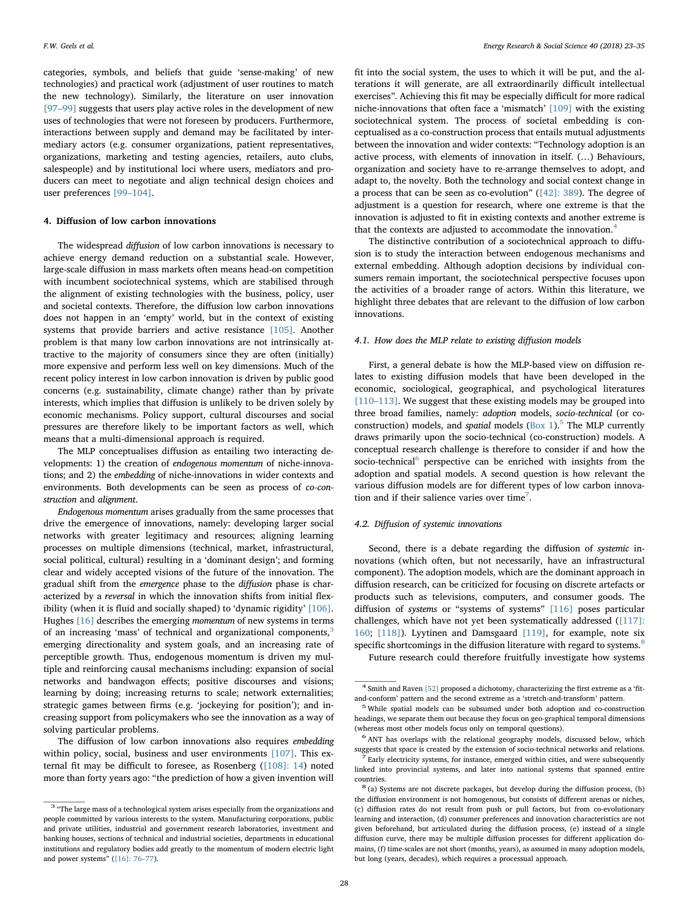categories, symbols, and beliefs that guide 'sense-making' of new technologies) and practical work (adjustment of user routines to match the new technology). Similarly, the literature on user innovation [97–99] suggests that users play active roles in the development of new uses of technologies that were not foreseen by producers. Furthermore, interactions between supply and demand may be facilitated by intermediary actors (e.g. consumer organizations, patient representatives, organizations, marketing and testing agencies, retailers, auto clubs, salespeople) and by institutional loci where users, mediators and producers can meet to negotiate and align technical design choices and user preferences [99–104].

## 4. Diffusion of low carbon innovations

The widespread *diffusion* of low carbon innovations is necessary to achieve energy demand reduction on a substantial scale. However, large-scale diffusion in mass markets often means head-on competition with incumbent sociotechnical systems, which are stabilised through the alignment of existing technologies with the business, policy, user and societal contexts. Therefore, the diffusion low carbon innovations does not happen in an 'empty' world, but in the context of existing systems that provide barriers and active resistance [105]. Another problem is that many low carbon innovations are not intrinsically attractive to the majority of consumers since they are often (initially) more expensive and perform less well on key dimensions. Much of the recent policy interest in low carbon innovation is driven by public good concerns (e.g. sustainability, climate change) rather than by private interests, which implies that diffusion is unlikely to be driven solely by economic mechanisms. Policy support, cultural discourses and public pressures are therefore likely to be important factors as well, which means that a multi-dimensional approach is required.

The MLP conceptualises diffusion as entailing two interacting developments: 1) the creation of *endogenous momentum* of niche-innovations; and 2) the *embedding* of niche-innovations in wider contexts and environments. Both developments can be seen as process of *co-construction* and *alignment*.

*Endogenous momentum* arises gradually from the same processes that drive the emergence of innovations, namely: developing larger social networks with greater legitimacy and resources; aligning learning processes on multiple dimensions (technical, market, infrastructural, social political, cultural) resulting in a 'dominant design'; and forming clear and widely accepted visions of the future of the innovation. The gradual shift from the *emergence* phase to the *diffusion* phase is characterized by a *reversal* in which the innovation shifts from initial flexibility (when it is fluid and socially shaped) to 'dynamic rigidity' [106]. Hughes [16] describes the emerging *momentum* of new systems in terms of an increasing 'mass' of technical and organizational components,[3] emerging directionality and system goals, and an increasing rate of perceptible growth. Thus, endogenous momentum is driven my multiple and reinforcing causal mechanisms including: expansion of social networks and bandwagon effects; positive discourses and visions; learning by doing; increasing returns to scale; network externalities; strategic games between firms (e.g. 'jockeying for position'); and increasing support from policymakers who see the innovation as a way of solving particular problems.

The diffusion of low carbon innovations also requires *embedding* within policy, social, business and user environments [107]. This external fit may be difficult to foresee, as Rosenberg ([108]: 14) noted more than forty years ago: "the prediction of how a given invention will fit into the social system, the uses to which it will be put, and the alterations it will generate, are all extraordinarily difficult intellectual exercises". Achieving this fit may be especially difficult for more radical niche-innovations that often face a 'mismatch' [109] with the existing sociotechnical system. The process of societal embedding is conceptualised as a co-construction process that entails mutual adjustments between the innovation and wider contexts: "Technology adoption is an active process, with elements of innovation in itself. (…) Behaviours, organization and society have to re-arrange themselves to adopt, and adapt to, the novelty. Both the technology and social context change in a process that can be seen as co-evolution" ([42]: 389). The degree of adjustment is a question for research, where one extreme is that the innovation is adjusted to fit in existing contexts and another extreme is that the contexts are adjusted to accommodate the innovation.[4]

The distinctive contribution of a sociotechnical approach to diffusion is to study the interaction between endogenous mechanisms and external embedding. Although adoption decisions by individual consumers remain important, the sociotechnical perspective focuses upon the activities of a broader range of actors. Within this literature, we highlight three debates that are relevant to the diffusion of low carbon innovations.

### 4.1. How does the MLP relate to existing diffusion models

First, a general debate is how the MLP-based view on diffusion relates to existing diffusion models that have been developed in the economic, sociological, geographical, and psychological literatures [110–113]. We suggest that these existing models may be grouped into three broad families, namely: *adoption* models, *socio-technical* (or co-construction) models, and *spatial* models (Box 1).[5] The MLP currently draws primarily upon the socio-technical (co-construction) models. A conceptual research challenge is therefore to consider if and how the socio-technical[6] perspective can be enriched with insights from the adoption and spatial models. A second question is how relevant the various diffusion models are for different types of low carbon innovation and if their salience varies over time[7].

### 4.2. Diffusion of systemic innovations

Second, there is a debate regarding the diffusion of *systemic* innovations (which often, but not necessarily, have an infrastructural component). The adoption models, which are the dominant approach in diffusion research, can be criticized for focusing on discrete artefacts or products such as televisions, computers, and consumer goods. The diffusion of *systems* or "systems of systems" [116] poses particular challenges, which have not yet been systematically addressed ([117]: 160; [118]). Lyytinen and Damsgaard [119], for example, note six specific shortcomings in the diffusion literature with regard to systems.[8]

Future research could therefore fruitfully investigate how systems

---

[3] "The large mass of a technological system arises especially from the organizations and people committed by various interests to the system. Manufacturing corporations, public and private utilities, industrial and government research laboratories, investment and banking houses, sections of technical and industrial societies, departments in educational institutions and regulatory bodies add greatly to the momentum of modern electric light and power systems" ([16]: 76–77).

[4] Smith and Raven [52] proposed a dichotomy, characterizing the first extreme as a 'fit-and-conform' pattern and the second extreme as a 'stretch-and-transform' pattern.

[5] While spatial models can be subsumed under both adoption and co-construction headings, we separate them out because they focus on geo-graphical temporal dimensions (whereas most other models focus only on temporal questions).

[6] ANT has overlaps with the relational geography models, discussed below, which suggests that space is created by the extension of socio-technical networks and relations.

[7] Early electricity systems, for instance, emerged within cities, and were subsequently linked into provincial systems, and later into national systems that spanned entire countries.

[8] (a) Systems are not discrete packages, but develop during the diffusion process, (b) the diffusion environment is not homogenous, but consists of different arenas or niches, (c) diffusion rates do not result from push or pull factors, but from co-evolutionary learning and interaction, (d) consumer preferences and innovation characteristics are not given beforehand, but articulated during the diffusion process, (e) instead of a single diffusion curve, there may be multiple diffusion processes for different application domains, (f) time-scales are not short (months, years), as assumed in many adoption models, but long (years, decades), which requires a processual approach.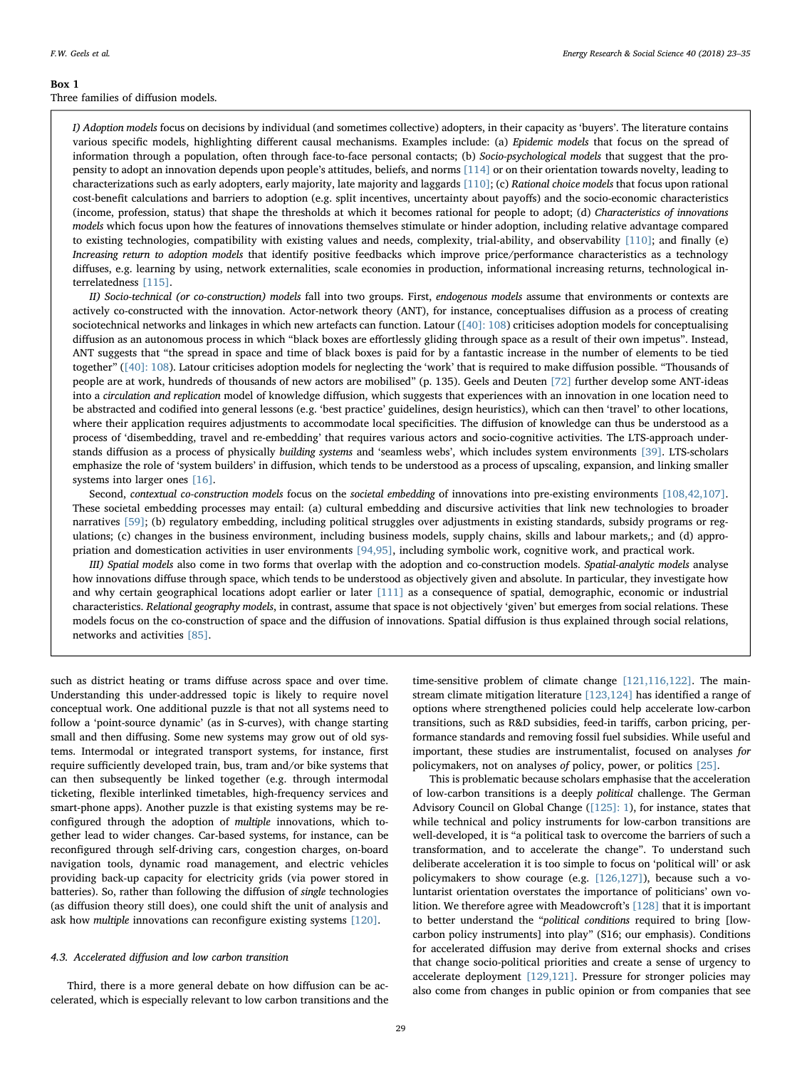**Box 1**
Three families of diffusion models.

*I) Adoption models* focus on decisions by individual (and sometimes collective) adopters, in their capacity as 'buyers'. The literature contains various specific models, highlighting different causal mechanisms. Examples include: (a) *Epidemic models* that focus on the spread of information through a population, often through face-to-face personal contacts; (b) *Socio-psychological models* that suggest that the propensity to adopt an innovation depends upon people's attitudes, beliefs, and norms [114] or on their orientation towards novelty, leading to characterizations such as early adopters, early majority, late majority and laggards [110]; (c) *Rational choice models* that focus upon rational cost-benefit calculations and barriers to adoption (e.g. split incentives, uncertainty about payoffs) and the socio-economic characteristics (income, profession, status) that shape the thresholds at which it becomes rational for people to adopt; (d) *Characteristics of innovations models* which focus upon how the features of innovations themselves stimulate or hinder adoption, including relative advantage compared to existing technologies, compatibility with existing values and needs, complexity, trial-ability, and observability [110]; and finally (e) *Increasing return to adoption models* that identify positive feedbacks which improve price/performance characteristics as a technology diffuses, e.g. learning by using, network externalities, scale economies in production, informational increasing returns, technological interrelatedness [115].

*II) Socio-technical (or co-construction) models* fall into two groups. First, *endogenous models* assume that environments or contexts are actively co-constructed with the innovation. Actor-network theory (ANT), for instance, conceptualises diffusion as a process of creating sociotechnical networks and linkages in which new artefacts can function. Latour ([40]: 108) criticises adoption models for conceptualising diffusion as an autonomous process in which "black boxes are effortlessly gliding through space as a result of their own impetus". Instead, ANT suggests that "the spread in space and time of black boxes is paid for by a fantastic increase in the number of elements to be tied together" ([40]: 108). Latour criticises adoption models for neglecting the 'work' that is required to make diffusion possible. "Thousands of people are at work, hundreds of thousands of new actors are mobilised" (p. 135). Geels and Deuten [72] further develop some ANT-ideas into a *circulation and replication* model of knowledge diffusion, which suggests that experiences with an innovation in one location need to be abstracted and codified into general lessons (e.g. 'best practice' guidelines, design heuristics), which can then 'travel' to other locations, where their application requires adjustments to accommodate local specificities. The diffusion of knowledge can thus be understood as a process of 'disembedding, travel and re-embedding' that requires various actors and socio-cognitive activities. The LTS-approach understands diffusion as a process of physically *building systems* and 'seamless webs', which includes system environments [39]. LTS-scholars emphasize the role of 'system builders' in diffusion, which tends to be understood as a process of upscaling, expansion, and linking smaller systems into larger ones [16].

Second, *contextual co-construction models* focus on the *societal embedding* of innovations into pre-existing environments [108,42,107]. These societal embedding processes may entail: (a) cultural embedding and discursive activities that link new technologies to broader narratives [59]; (b) regulatory embedding, including political struggles over adjustments in existing standards, subsidy programs or regulations; (c) changes in the business environment, including business models, supply chains, skills and labour markets,; and (d) appropriation and domestication activities in user environments [94,95], including symbolic work, cognitive work, and practical work.

*III) Spatial models* also come in two forms that overlap with the adoption and co-construction models. *Spatial-analytic models* analyse how innovations diffuse through space, which tends to be understood as objectively given and absolute. In particular, they investigate how and why certain geographical locations adopt earlier or later [111] as a consequence of spatial, demographic, economic or industrial characteristics. *Relational geography models*, in contrast, assume that space is not objectively 'given' but emerges from social relations. These models focus on the co-construction of space and the diffusion of innovations. Spatial diffusion is thus explained through social relations, networks and activities [85].

such as district heating or trams diffuse across space and over time. Understanding this under-addressed topic is likely to require novel conceptual work. One additional puzzle is that not all systems need to follow a 'point-source dynamic' (as in S-curves), with change starting small and then diffusing. Some new systems may grow out of old systems. Intermodal or integrated transport systems, for instance, first require sufficiently developed train, bus, tram and/or bike systems that can then subsequently be linked together (e.g. through intermodal ticketing, flexible interlinked timetables, high-frequency services and smart-phone apps). Another puzzle is that existing systems may be reconfigured through the adoption of *multiple* innovations, which together lead to wider changes. Car-based systems, for instance, can be reconfigured through self-driving cars, congestion charges, on-board navigation tools, dynamic road management, and electric vehicles providing back-up capacity for electricity grids (via power stored in batteries). So, rather than following the diffusion of *single* technologies (as diffusion theory still does), one could shift the unit of analysis and ask how *multiple* innovations can reconfigure existing systems [120].

### 4.3. Accelerated diffusion and low carbon transition

Third, there is a more general debate on how diffusion can be accelerated, which is especially relevant to low carbon transitions and the time-sensitive problem of climate change [121,116,122]. The mainstream climate mitigation literature [123,124] has identified a range of options where strengthened policies could help accelerate low-carbon transitions, such as R&D subsidies, feed-in tariffs, carbon pricing, performance standards and removing fossil fuel subsidies. While useful and important, these studies are instrumentalist, focused on analyses *for* policymakers, not on analyses *of* policy, power, or politics [25].

This is problematic because scholars emphasise that the acceleration of low-carbon transitions is a deeply *political* challenge. The German Advisory Council on Global Change ([125]: 1), for instance, states that while technical and policy instruments for low-carbon transitions are well-developed, it is "a political task to overcome the barriers of such a transformation, and to accelerate the change". To understand such deliberate acceleration it is too simple to focus on 'political will' or ask policymakers to show courage (e.g. [126,127]), because such a voluntarist orientation overstates the importance of politicians' own volition. We therefore agree with Meadowcroft's [128] that it is important to better understand the "*political conditions* required to bring [low-carbon policy instruments] into play" (S16; our emphasis). Conditions for accelerated diffusion may derive from external shocks and crises that change socio-political priorities and create a sense of urgency to accelerate deployment [129,121]. Pressure for stronger policies may also come from changes in public opinion or from companies that see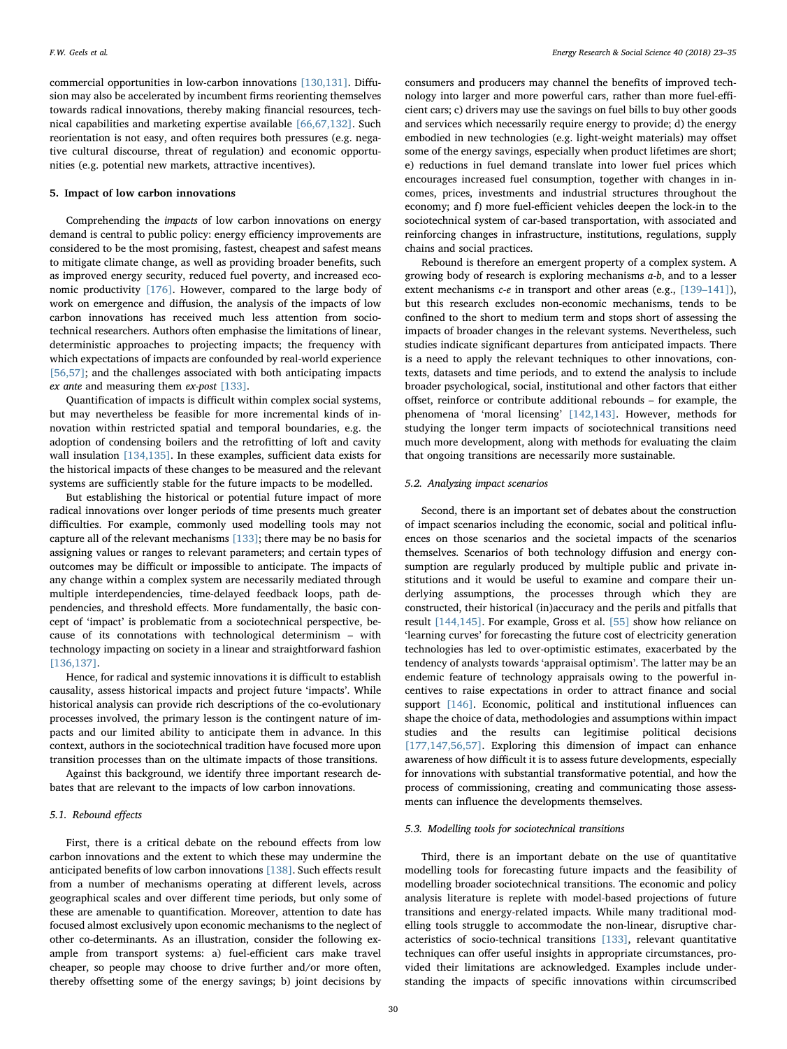commercial opportunities in low-carbon innovations [130,131]. Diffusion may also be accelerated by incumbent firms reorienting themselves towards radical innovations, thereby making financial resources, technical capabilities and marketing expertise available [66,67,132]. Such reorientation is not easy, and often requires both pressures (e.g. negative cultural discourse, threat of regulation) and economic opportunities (e.g. potential new markets, attractive incentives).

## 5. Impact of low carbon innovations

Comprehending the *impacts* of low carbon innovations on energy demand is central to public policy: energy efficiency improvements are considered to be the most promising, fastest, cheapest and safest means to mitigate climate change, as well as providing broader benefits, such as improved energy security, reduced fuel poverty, and increased economic productivity [176]. However, compared to the large body of work on emergence and diffusion, the analysis of the impacts of low carbon innovations has received much less attention from sociotechnical researchers. Authors often emphasise the limitations of linear, deterministic approaches to projecting impacts; the frequency with which expectations of impacts are confounded by real-world experience [56,57]; and the challenges associated with both anticipating impacts *ex ante* and measuring them *ex-post* [133].

Quantification of impacts is difficult within complex social systems, but may nevertheless be feasible for more incremental kinds of innovation within restricted spatial and temporal boundaries, e.g. the adoption of condensing boilers and the retrofitting of loft and cavity wall insulation [134,135]. In these examples, sufficient data exists for the historical impacts of these changes to be measured and the relevant systems are sufficiently stable for the future impacts to be modelled.

But establishing the historical or potential future impact of more radical innovations over longer periods of time presents much greater difficulties. For example, commonly used modelling tools may not capture all of the relevant mechanisms [133]; there may be no basis for assigning values or ranges to relevant parameters; and certain types of outcomes may be difficult or impossible to anticipate. The impacts of any change within a complex system are necessarily mediated through multiple interdependencies, time-delayed feedback loops, path dependencies, and threshold effects. More fundamentally, the basic concept of 'impact' is problematic from a sociotechnical perspective, because of its connotations with technological determinism – with technology impacting on society in a linear and straightforward fashion [136,137].

Hence, for radical and systemic innovations it is difficult to establish causality, assess historical impacts and project future 'impacts'. While historical analysis can provide rich descriptions of the co-evolutionary processes involved, the primary lesson is the contingent nature of impacts and our limited ability to anticipate them in advance. In this context, authors in the sociotechnical tradition have focused more upon transition processes than on the ultimate impacts of those transitions.

Against this background, we identify three important research debates that are relevant to the impacts of low carbon innovations.

### 5.1. Rebound effects

First, there is a critical debate on the rebound effects from low carbon innovations and the extent to which these may undermine the anticipated benefits of low carbon innovations [138]. Such effects result from a number of mechanisms operating at different levels, across geographical scales and over different time periods, but only some of these are amenable to quantification. Moreover, attention to date has focused almost exclusively upon economic mechanisms to the neglect of other co-determinants. As an illustration, consider the following example from transport systems: a) fuel-efficient cars make travel cheaper, so people may choose to drive further and/or more often, thereby offsetting some of the energy savings; b) joint decisions by consumers and producers may channel the benefits of improved technology into larger and more powerful cars, rather than more fuel-efficient cars; c) drivers may use the savings on fuel bills to buy other goods and services which necessarily require energy to provide; d) the energy embodied in new technologies (e.g. light-weight materials) may offset some of the energy savings, especially when product lifetimes are short; e) reductions in fuel demand translate into lower fuel prices which encourages increased fuel consumption, together with changes in incomes, prices, investments and industrial structures throughout the economy; and f) more fuel-efficient vehicles deepen the lock-in to the sociotechnical system of car-based transportation, with associated and reinforcing changes in infrastructure, institutions, regulations, supply chains and social practices.

Rebound is therefore an emergent property of a complex system. A growing body of research is exploring mechanisms *a-b*, and to a lesser extent mechanisms *c-e* in transport and other areas (e.g., [139–141]), but this research excludes non-economic mechanisms, tends to be confined to the short to medium term and stops short of assessing the impacts of broader changes in the relevant systems. Nevertheless, such studies indicate significant departures from anticipated impacts. There is a need to apply the relevant techniques to other innovations, contexts, datasets and time periods, and to extend the analysis to include broader psychological, social, institutional and other factors that either offset, reinforce or contribute additional rebounds – for example, the phenomena of 'moral licensing' [142,143]. However, methods for studying the longer term impacts of sociotechnical transitions need much more development, along with methods for evaluating the claim that ongoing transitions are necessarily more sustainable.

### 5.2. Analyzing impact scenarios

Second, there is an important set of debates about the construction of impact scenarios including the economic, social and political influences on those scenarios and the societal impacts of the scenarios themselves. Scenarios of both technology diffusion and energy consumption are regularly produced by multiple public and private institutions and it would be useful to examine and compare their underlying assumptions, the processes through which they are constructed, their historical (in)accuracy and the perils and pitfalls that result [144,145]. For example, Gross et al. [55] show how reliance on 'learning curves' for forecasting the future cost of electricity generation technologies has led to over-optimistic estimates, exacerbated by the tendency of analysts towards 'appraisal optimism'. The latter may be an endemic feature of technology appraisals owing to the powerful incentives to raise expectations in order to attract finance and social support [146]. Economic, political and institutional influences can shape the choice of data, methodologies and assumptions within impact studies and the results can legitimise political decisions [177,147,56,57]. Exploring this dimension of impact can enhance awareness of how difficult it is to assess future developments, especially for innovations with substantial transformative potential, and how the process of commissioning, creating and communicating those assessments can influence the developments themselves.

### 5.3. Modelling tools for sociotechnical transitions

Third, there is an important debate on the use of quantitative modelling tools for forecasting future impacts and the feasibility of modelling broader sociotechnical transitions. The economic and policy analysis literature is replete with model-based projections of future transitions and energy-related impacts. While many traditional modelling tools struggle to accommodate the non-linear, disruptive characteristics of socio-technical transitions [133], relevant quantitative techniques can offer useful insights in appropriate circumstances, provided their limitations are acknowledged. Examples include understanding the impacts of specific innovations within circumscribed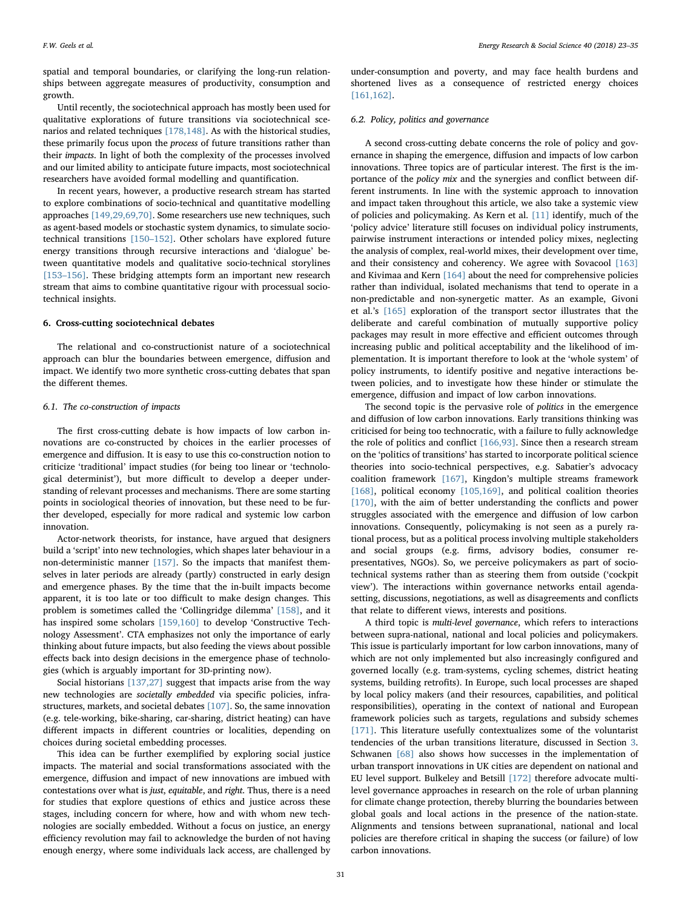spatial and temporal boundaries, or clarifying the long-run relationships between aggregate measures of productivity, consumption and growth.

Until recently, the sociotechnical approach has mostly been used for qualitative explorations of future transitions via sociotechnical scenarios and related techniques [178,148]. As with the historical studies, these primarily focus upon the *process* of future transitions rather than their *impacts*. In light of both the complexity of the processes involved and our limited ability to anticipate future impacts, most sociotechnical researchers have avoided formal modelling and quantification.

In recent years, however, a productive research stream has started to explore combinations of socio-technical and quantitative modelling approaches [149,29,69,70]. Some researchers use new techniques, such as agent-based models or stochastic system dynamics, to simulate socio-technical transitions [150–152]. Other scholars have explored future energy transitions through recursive interactions and 'dialogue' between quantitative models and qualitative socio-technical storylines [153–156]. These bridging attempts form an important new research stream that aims to combine quantitative rigour with processual socio-technical insights.

## 6. Cross-cutting sociotechnical debates

The relational and co-constructionist nature of a sociotechnical approach can blur the boundaries between emergence, diffusion and impact. We identify two more synthetic cross-cutting debates that span the different themes.

### 6.1. The co-construction of impacts

The first cross-cutting debate is how impacts of low carbon innovations are co-constructed by choices in the earlier processes of emergence and diffusion. It is easy to use this co-construction notion to criticize 'traditional' impact studies (for being too linear or 'technological determinist'), but more difficult to develop a deeper understanding of relevant processes and mechanisms. There are some starting points in sociological theories of innovation, but these need to be further developed, especially for more radical and systemic low carbon innovation.

Actor-network theorists, for instance, have argued that designers build a 'script' into new technologies, which shapes later behaviour in a non-deterministic manner [157]. So the impacts that manifest themselves in later periods are already (partly) constructed in early design and emergence phases. By the time that the in-built impacts become apparent, it is too late or too difficult to make design changes. This problem is sometimes called the 'Collingridge dilemma' [158], and it has inspired some scholars [159,160] to develop 'Constructive Technology Assessment'. CTA emphasizes not only the importance of early thinking about future impacts, but also feeding the views about possible effects back into design decisions in the emergence phase of technologies (which is arguably important for 3D-printing now).

Social historians [137,27] suggest that impacts arise from the way new technologies are *societally embedded* via specific policies, infrastructures, markets, and societal debates [107]. So, the same innovation (e.g. tele-working, bike-sharing, car-sharing, district heating) can have different impacts in different countries or localities, depending on choices during societal embedding processes.

This idea can be further exemplified by exploring social justice impacts. The material and social transformations associated with the emergence, diffusion and impact of new innovations are imbued with contestations over what is *just*, *equitable*, and *right*. Thus, there is a need for studies that explore questions of ethics and justice across these stages, including concern for where, how and with whom new technologies are socially embedded. Without a focus on justice, an energy efficiency revolution may fail to acknowledge the burden of not having enough energy, where some individuals lack access, are challenged by under-consumption and poverty, and may face health burdens and shortened lives as a consequence of restricted energy choices [161,162].

### 6.2. Policy, politics and governance

A second cross-cutting debate concerns the role of policy and governance in shaping the emergence, diffusion and impacts of low carbon innovations. Three topics are of particular interest. The first is the importance of the *policy mix* and the synergies and conflict between different instruments. In line with the systemic approach to innovation and impact taken throughout this article, we also take a systemic view of policies and policymaking. As Kern et al. [11] identify, much of the 'policy advice' literature still focuses on individual policy instruments, pairwise instrument interactions or intended policy mixes, neglecting the analysis of complex, real-world mixes, their development over time, and their consistency and coherency. We agree with Sovacool [163] and Kivimaa and Kern [164] about the need for comprehensive policies rather than individual, isolated mechanisms that tend to operate in a non-predictable and non-synergetic matter. As an example, Givoni et al.'s [165] exploration of the transport sector illustrates that the deliberate and careful combination of mutually supportive policy packages may result in more effective and efficient outcomes through increasing public and political acceptability and the likelihood of implementation. It is important therefore to look at the 'whole system' of policy instruments, to identify positive and negative interactions between policies, and to investigate how these hinder or stimulate the emergence, diffusion and impact of low carbon innovations.

The second topic is the pervasive role of *politics* in the emergence and diffusion of low carbon innovations. Early transitions thinking was criticised for being too technocratic, with a failure to fully acknowledge the role of politics and conflict [166,93]. Since then a research stream on the 'politics of transitions' has started to incorporate political science theories into socio-technical perspectives, e.g. Sabatier's advocacy coalition framework [167], Kingdon's multiple streams framework [168], political economy [105,169], and political coalition theories [170], with the aim of better understanding the conflicts and power struggles associated with the emergence and diffusion of low carbon innovations. Consequently, policymaking is not seen as a purely rational process, but as a political process involving multiple stakeholders and social groups (e.g. firms, advisory bodies, consumer representatives, NGOs). So, we perceive policymakers as part of socio-technical systems rather than as steering them from outside ('cockpit view'). The interactions within governance networks entail agenda-setting, discussions, negotiations, as well as disagreements and conflicts that relate to different views, interests and positions.

A third topic is *multi-level governance*, which refers to interactions between supra-national, national and local policies and policymakers. This issue is particularly important for low carbon innovations, many of which are not only implemented but also increasingly configured and governed locally (e.g. tram-systems, cycling schemes, district heating systems, building retrofits). In Europe, such local processes are shaped by local policy makers (and their resources, capabilities, and political responsibilities), operating in the context of national and European framework policies such as targets, regulations and subsidy schemes [171]. This literature usefully contextualizes some of the voluntarist tendencies of the urban transitions literature, discussed in Section 3. Schwanen [68] also shows how successes in the implementation of urban transport innovations in UK cities are dependent on national and EU level support. Bulkeley and Betsill [172] therefore advocate multi-level governance approaches in research on the role of urban planning for climate change protection, thereby blurring the boundaries between global goals and local actions in the presence of the nation-state. Alignments and tensions between supranational, national and local policies are therefore critical in shaping the success (or failure) of low carbon innovations.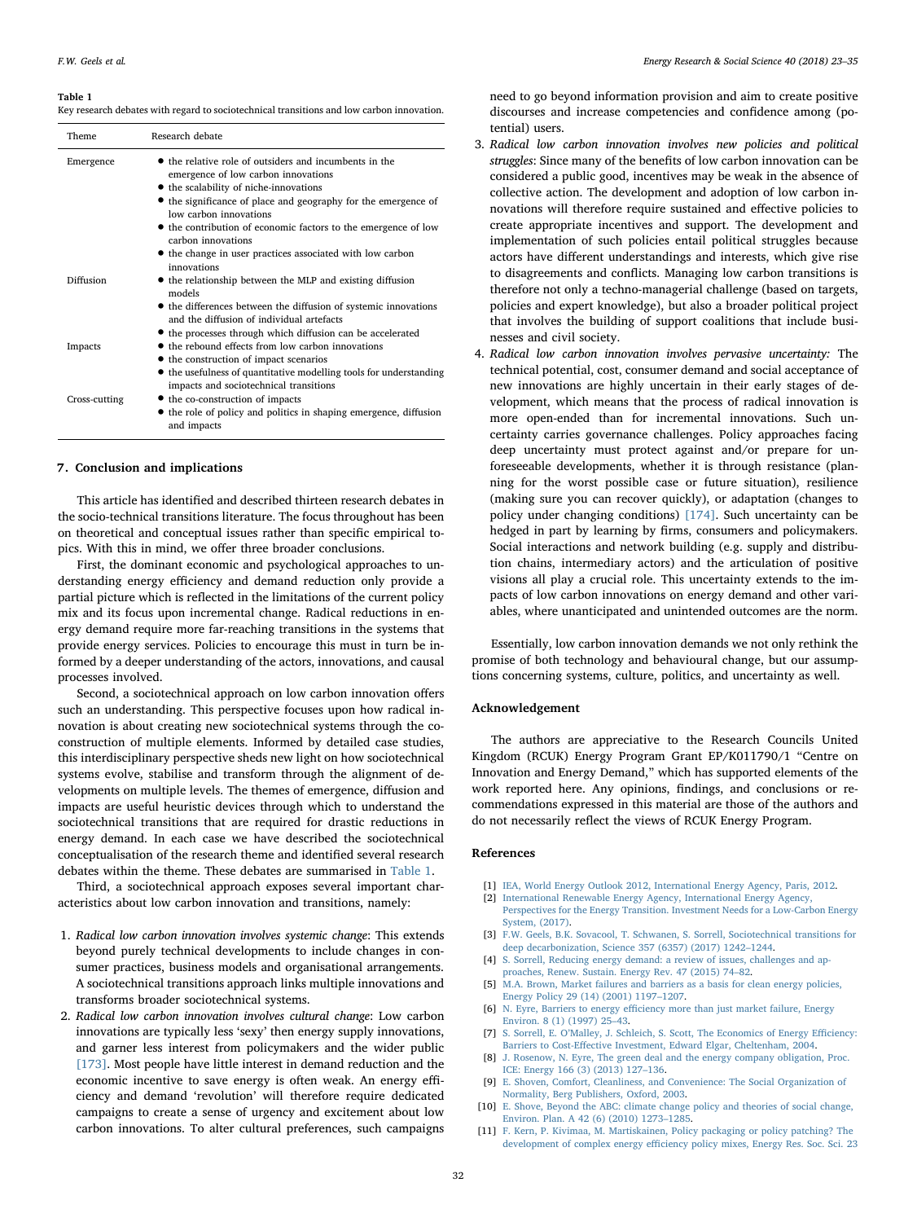**Table 1**
Key research debates with regard to sociotechnical transitions and low carbon innovation.

| Theme | Research debate |
|---|---|
| Emergence | • the relative role of outsiders and incumbents in the emergence of low carbon innovations<br>• the scalability of niche-innovations<br>• the significance of place and geography for the emergence of low carbon innovations<br>• the contribution of economic factors to the emergence of low carbon innovations<br>• the change in user practices associated with low carbon innovations |
| Diffusion | • the relationship between the MLP and existing diffusion models<br>• the differences between the diffusion of systemic innovations and the diffusion of individual artefacts<br>• the processes through which diffusion can be accelerated |
| Impacts | • the rebound effects from low carbon innovations<br>• the construction of impact scenarios<br>• the usefulness of quantitative modelling tools for understanding impacts and sociotechnical transitions |
| Cross-cutting | • the co-construction of impacts<br>• the role of policy and politics in shaping emergence, diffusion and impacts |

## 7. Conclusion and implications

This article has identified and described thirteen research debates in the socio-technical transitions literature. The focus throughout has been on theoretical and conceptual issues rather than specific empirical topics. With this in mind, we offer three broader conclusions.

First, the dominant economic and psychological approaches to understanding energy efficiency and demand reduction only provide a partial picture which is reflected in the limitations of the current policy mix and its focus upon incremental change. Radical reductions in energy demand require more far-reaching transitions in the systems that provide energy services. Policies to encourage this must in turn be informed by a deeper understanding of the actors, innovations, and causal processes involved.

Second, a sociotechnical approach on low carbon innovation offers such an understanding. This perspective focuses upon how radical innovation is about creating new sociotechnical systems through the co-construction of multiple elements. Informed by detailed case studies, this interdisciplinary perspective sheds new light on how sociotechnical systems evolve, stabilise and transform through the alignment of developments on multiple levels. The themes of emergence, diffusion and impacts are useful heuristic devices through which to understand the sociotechnical transitions that are required for drastic reductions in energy demand. In each case we have described the sociotechnical conceptualisation of the research theme and identified several research debates within the theme. These debates are summarised in Table 1.

Third, a sociotechnical approach exposes several important characteristics about low carbon innovation and transitions, namely:

1. *Radical low carbon innovation involves systemic change*: This extends beyond purely technical developments to include changes in consumer practices, business models and organisational arrangements. A sociotechnical transitions approach links multiple innovations and transforms broader sociotechnical systems.
2. *Radical low carbon innovation involves cultural change*: Low carbon innovations are typically less 'sexy' then energy supply innovations, and garner less interest from policymakers and the wider public [173]. Most people have little interest in demand reduction and the economic incentive to save energy is often weak. An energy efficiency and demand 'revolution' will therefore require dedicated campaigns to create a sense of urgency and excitement about low carbon innovations. To alter cultural preferences, such campaigns need to go beyond information provision and aim to create positive discourses and increase competencies and confidence among (potential) users.
3. *Radical low carbon innovation involves new policies and political struggles*: Since many of the benefits of low carbon innovation can be considered a public good, incentives may be weak in the absence of collective action. The development and adoption of low carbon innovations will therefore require sustained and effective policies to create appropriate incentives and support. The development and implementation of such policies entail political struggles because actors have different understandings and interests, which give rise to disagreements and conflicts. Managing low carbon transitions is therefore not only a techno-managerial challenge (based on targets, policies and expert knowledge), but also a broader political project that involves the building of support coalitions that include businesses and civil society.
4. *Radical low carbon innovation involves pervasive uncertainty:* The technical potential, cost, consumer demand and social acceptance of new innovations are highly uncertain in their early stages of development, which means that the process of radical innovation is more open-ended than for incremental innovations. Such uncertainty carries governance challenges. Policy approaches facing deep uncertainty must protect against and/or prepare for unforeseeable developments, whether it is through resistance (planning for the worst possible case or future situation), resilience (making sure you can recover quickly), or adaptation (changes to policy under changing conditions) [174]. Such uncertainty can be hedged in part by learning by firms, consumers and policymakers. Social interactions and network building (e.g. supply and distribution chains, intermediary actors) and the articulation of positive visions all play a crucial role. This uncertainty extends to the impacts of low carbon innovations on energy demand and other variables, where unanticipated and unintended outcomes are the norm.

Essentially, low carbon innovation demands we not only rethink the promise of both technology and behavioural change, but our assumptions concerning systems, culture, politics, and uncertainty as well.

## Acknowledgement

The authors are appreciative to the Research Councils United Kingdom (RCUK) Energy Program Grant EP/K011790/1 "Centre on Innovation and Energy Demand," which has supported elements of the work reported here. Any opinions, findings, and conclusions or recommendations expressed in this material are those of the authors and do not necessarily reflect the views of RCUK Energy Program.

## References

[1] IEA, World Energy Outlook 2012, International Energy Agency, Paris, 2012.
[2] International Renewable Energy Agency, International Energy Agency, Perspectives for the Energy Transition. Investment Needs for a Low-Carbon Energy System, (2017).
[3] F.W. Geels, B.K. Sovacool, T. Schwanen, S. Sorrell, Sociotechnical transitions for deep decarbonization, Science 357 (6357) (2017) 1242–1244.
[4] S. Sorrell, Reducing energy demand: a review of issues, challenges and approaches, Renew. Sustain. Energy Rev. 47 (2015) 74–82.
[5] M.A. Brown, Market failures and barriers as a basis for clean energy policies, Energy Policy 29 (14) (2001) 1197–1207.
[6] N. Eyre, Barriers to energy efficiency more than just market failure, Energy Environ. 8 (1) (1997) 25–43.
[7] S. Sorrell, E. O'Malley, J. Schleich, S. Scott, The Economics of Energy Efficiency: Barriers to Cost-Effective Investment, Edward Elgar, Cheltenham, 2004.
[8] J. Rosenow, N. Eyre, The green deal and the energy company obligation, Proc. ICE: Energy 166 (3) (2013) 127–136.
[9] E. Shoven, Comfort, Cleanliness, and Convenience: The Social Organization of Normality, Berg Publishers, Oxford, 2003.
[10] E. Shove, Beyond the ABC: climate change policy and theories of social change, Environ. Plan. A 42 (6) (2010) 1273–1285.
[11] F. Kern, P. Kivimaa, M. Martiskainen, Policy packaging or policy patching? The development of complex energy efficiency policy mixes, Energy Res. Soc. Sci. 23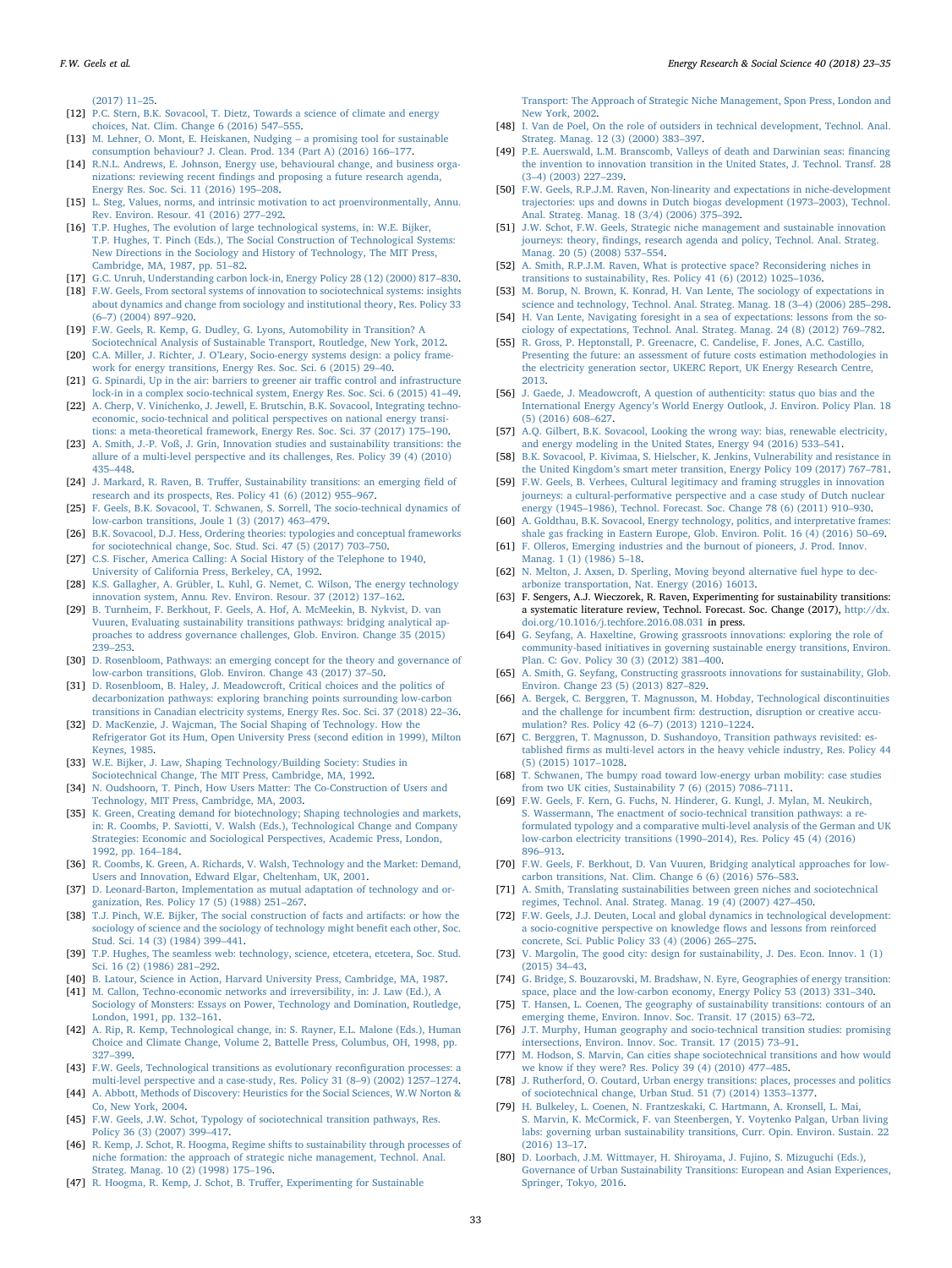(2017) 11–25.

[12] P.C. Stern, B.K. Sovacool, T. Dietz, Towards a science of climate and energy choices, Nat. Clim. Change 6 (2016) 547–555.

[13] M. Lehner, O. Mont, E. Heiskanen, Nudging – a promising tool for sustainable consumption behaviour? J. Clean. Prod. 134 (Part A) (2016) 166–177.

[14] R.N.L. Andrews, E. Johnson, Energy use, behavioural change, and business organizations: reviewing recent findings and proposing a future research agenda, Energy Res. Soc. Sci. 11 (2016) 195–208.

[15] L. Steg, Values, norms, and intrinsic motivation to act proenvironmentally, Annu. Rev. Environ. Resour. 41 (2016) 277–292.

[16] T.P. Hughes, The evolution of large technological systems, in: W.E. Bijker, T.P. Hughes, T. Pinch (Eds.), The Social Construction of Technological Systems: New Directions in the Sociology and History of Technology, The MIT Press, Cambridge, MA, 1987, pp. 51–82.

[17] G.C. Unruh, Understanding carbon lock-in, Energy Policy 28 (12) (2000) 817–830.

[18] F.W. Geels, From sectoral systems of innovation to socio-technical systems: insights about dynamics and change from sociology and institutional theory, Res. Policy 33 (6–7) (2004) 897–920.

[19] F.W. Geels, R. Kemp, G. Dudley, G. Lyons, Automobility in Transition? A Sociotechnical Analysis of Sustainable Transport, Routledge, New York, 2012.

[20] C.A. Miller, J. Richter, J. O'Leary, Socio-energy systems design: a policy framework for energy transitions, Energy Res. Soc. Sci. 6 (2015) 29–40.

[21] G. Spinardi, Up in the air: barriers to greener air traffic control and infrastructure lock-in in a complex socio-technical system, Energy Res. Soc. Sci. 6 (2015) 41–49.

[22] A. Cherp, V. Vinichenko, J. Jewell, E. Brutschin, B.K. Sovacool, Integrating techno-economic, socio-technical and political perspectives on national energy transitions: a meta-theoretical framework, Energy Res. Soc. Sci. 37 (2017) 175–190.

[23] A. Smith, J.-P. Voß, J. Grin, Innovation studies and sustainability transitions: the allure of a multi-level perspective and its challenges, Res. Policy 39 (4) (2010) 435–448.

[24] J. Markard, R. Raven, B. Truffer, Sustainability transitions: an emerging field of research and its prospects, Res. Policy 41 (6) (2012) 955–967.

[25] F. Geels, B.K. Sovacool, T. Schwanen, S. Sorrell, The socio-technical dynamics of low-carbon transitions, Joule 1 (3) (2017) 463–479.

[26] B.K. Sovacool, D.J. Hess, Ordering theories: typologies and conceptual frameworks for sociotechnical change, Soc. Stud. Sci. 47 (5) (2017) 703–750.

[27] C.S. Fischer, America Calling: A Social History of the Telephone to 1940, University of California Press, Berkeley, CA, 1992.

[28] K.S. Gallagher, A. Grübler, L. Kuhl, G. Nemet, C. Wilson, The energy technology innovation system, Annu. Rev. Environ. Resour. 37 (2012) 137–162.

[29] B. Turnheim, F. Berkhout, F. Geels, A. Hof, A. McMeekin, B. Nykvist, D. van Vuuren, Evaluating sustainability transitions pathways: bridging analytical approaches to address governance challenges, Glob. Environ. Change 35 (2015) 239–253.

[30] D. Rosenbloom, Pathways: an emerging concept for the theory and governance of low-carbon transitions, Glob. Environ. Change 43 (2017) 37–50.

[31] D. Rosenbloom, B. Haley, J. Meadowcroft, Critical choices and the politics of decarbonization pathways: exploring branching points surrounding low-carbon transitions in Canadian electricity systems, Energy Res. Soc. Sci. 37 (2018) 22–36.

[32] D. MacKenzie, J. Wajcman, The Social Shaping of Technology. How the Refrigerator Got its Hum, Open University Press (second edition in 1999), Milton Keynes, 1985.

[33] W.E. Bijker, J. Law, Shaping Technology/Building Society: Studies in Sociotechnical Change, The MIT Press, Cambridge, MA, 1992.

[34] N. Oudshoorn, T. Pinch, How Users Matter: The Co-Construction of Users and Technology, MIT Press, Cambridge, MA, 2003.

[35] K. Green, Creating demand for biotechnology; Shaping technologies and markets, in: R. Coombs, P. Saviotti, V. Walsh (Eds.), Technological Change and Company Strategies: Economic and Sociological Perspectives, Academic Press, London, 1992, pp. 164–184.

[36] R. Coombs, K. Green, A. Richards, V. Walsh, Technology and the Market: Demand, Users and Innovation, Edward Elgar, Cheltenham, UK, 2001.

[37] D. Leonard-Barton, Implementation as mutual adaptation of technology and organization, Res. Policy 17 (5) (1988) 251–267.

[38] T.J. Pinch, W.E. Bijker, The social construction of facts and artifacts: or how the sociology of science and the sociology of technology might benefit each other, Soc. Stud. Sci. 14 (3) (1984) 399–441.

[39] T.P. Hughes, The seamless web: technology, science, etcetera, etcetera, Soc. Stud. Sci. 16 (2) (1986) 281–292.

[40] B. Latour, Science in Action, Harvard University Press, Cambridge, MA, 1987.

[41] M. Callon, Techno-economic networks and irreversibility, in: J. Law (Ed.), A Sociology of Monsters: Essays on Power, Technology and Domination, Routledge, London, 1991, pp. 132–161.

[42] A. Rip, R. Kemp, Technological change, in: S. Rayner, E.L. Malone (Eds.), Human Choice and Climate Change, Volume 2, Battelle Press, Columbus, OH, 1998, pp. 327–399.

[43] F.W. Geels, Technological transitions as evolutionary reconfiguration processes: a multi-level perspective and a case-study, Res. Policy 31 (8–9) (2002) 1257–1274.

[44] A. Abbott, Methods of Discovery: Heuristics for the Social Sciences, W.W Norton & Co, New York, 2004.

[45] F.W. Geels, J.W. Schot, Typology of sociotechnical transition pathways, Res. Policy 36 (3) (2007) 399–417.

[46] R. Kemp, J. Schot, R. Hoogma, Regime shifts to sustainability through processes of niche formation: the approach of strategic niche management, Technol. Anal. Strateg. Manag. 10 (2) (1998) 175–196.

[47] R. Hoogma, R. Kemp, J. Schot, B. Truffer, Experimenting for Sustainable Transport: The Approach of Strategic Niche Management, Spon Press, London and New York, 2002.

[48] I. Van de Poel, On the role of outsiders in technical development, Technol. Anal. Strateg. Manag. 12 (3) (2000) 383–397.

[49] P.E. Auerswald, L.M. Branscomb, Valleys of death and Darwinian seas: financing the invention to innovation transition in the United States, J. Technol. Transf. 28 (3–4) (2003) 227–239.

[50] F.W. Geels, R.P.J.M. Raven, Non-linearity and expectations in niche-development trajectories: ups and downs in Dutch biogas development (1973–2003), Technol. Anal. Strateg. Manag. 18 (3/4) (2006) 375–392.

[51] J.W. Schot, F.W. Geels, Strategic niche management and sustainable innovation journeys: theory, findings, research agenda and policy, Technol. Anal. Strateg. Manag. 20 (5) (2008) 537–554.

[52] A. Smith, R.P.J.M. Raven, What is protective space? Reconsidering niches in transitions to sustainability, Res. Policy 41 (6) (2012) 1025–1036.

[53] M. Borup, N. Brown, K. Konrad, H. Van Lente, The sociology of expectations in science and technology, Technol. Anal. Strateg. Manag. 18 (3–4) (2006) 285–298.

[54] H. Van Lente, Navigating foresight in a sea of expectations: lessons from the sociology of expectations, Technol. Anal. Strateg. Manag. 24 (8) (2012) 769–782.

[55] R. Gross, P. Heptonstall, P. Greenacre, C. Candelise, F. Jones, A.C. Castillo, Presenting the future: an assessment of future costs estimation methodologies in the electricity generation sector, UKERC Report, UK Energy Research Centre, 2013.

[56] J. Gaede, J. Meadowcroft, A question of authenticity: status quo bias and the International Energy Agency's World Energy Outlook, J. Environ. Policy Plan. 18 (5) (2016) 608–627.

[57] A.Q. Gilbert, B.K. Sovacool, Looking the wrong way: bias, renewable electricity, and energy modeling in the United States, Energy 94 (2016) 533–541.

[58] B.K. Sovacool, P. Kivimaa, S. Hielscher, K. Jenkins, Vulnerability and resistance in the United Kingdom's smart meter transition, Energy Policy 109 (2017) 767–781.

[59] F.W. Geels, B. Verhees, Cultural legitimacy and framing struggles in innovation journeys: a cultural-performative perspective and a case study of Dutch nuclear energy (1945–1986), Technol. Forecast. Soc. Change 78 (6) (2011) 910–930.

[60] A. Goldthau, B.K. Sovacool, Energy technology, politics, and interpretative frames: shale gas fracking in Eastern Europe, Glob. Environ. Polit. 16 (4) (2016) 50–69.

[61] F. Olleros, Emerging industries and the burnout of pioneers, J. Prod. Innov. Manag. 1 (1) (1986) 5–18.

[62] N. Melton, J. Axsen, D. Sperling, Moving beyond alternative fuel hype to decarbonize transportation, Nat. Energy (2016) 16013.

[63] F. Sengers, A.J. Wieczorek, R. Raven, Experimenting for sustainability transitions: a systematic literature review, Technol. Forecast. Soc. Change (2017), http://dx.doi.org/10.1016/j.techfore.2016.08.031 in press.

[64] G. Seyfang, A. Haxeltine, Growing grassroots innovations: exploring the role of community-based initiatives in governing sustainable energy transitions, Environ. Plan. C: Gov. Policy 30 (3) (2012) 381–400.

[65] A. Smith, G. Seyfang, Constructing grassroots innovations for sustainability, Glob. Environ. Change 23 (5) (2013) 827–829.

[66] A. Bergek, C. Berggren, T. Magnusson, M. Hobday, Technological discontinuities and the challenge for incumbent firms: destruction, disruption or creative accumulation? Res. Policy 42 (6–7) (2013) 1210–1224.

[67] C. Berggren, T. Magnusson, D. Sushandoyo, Transition pathways revisited: established firms as multi-level actors in the heavy vehicle industry, Res. Policy 44 (5) (2015) 1017–1028.

[68] T. Schwanen, The bumpy road toward low-energy urban mobility: case studies from two UK cities, Sustainability 7 (6) (2015) 7086–7111.

[69] F.W. Geels, F. Kern, G. Fuchs, N. Hinderer, G. Kungl, J. Mylan, M. Neukirch, S. Wassermann, The enactment of socio-technical transition pathways: a reformulated typology and a comparative multi-level analysis of the German and UK low-carbon electricity transitions (1990–2014), Res. Policy 45 (4) (2016) 896–913.

[70] F.W. Geels, F. Berkhout, D. Van Vuuren, Bridging analytical approaches for low-carbon transitions, Nat. Clim. Change 6 (6) (2016) 576–583.

[71] A. Smith, Translating sustainabilities between green niches and sociotechnical regimes, Technol. Anal. Strateg. Manag. 19 (4) (2007) 427–450.

[72] F.W. Geels, J.J. Deuten, Local and global dynamics in technological development: a socio-cognitive perspective on knowledge flows and lessons from reinforced concrete, Sci. Public Policy 33 (4) (2006) 265–275.

[73] V. Margolin, The good city: design for sustainability, J. Des. Econ. Innov. 1 (1) (2015) 34–43.

[74] G. Bridge, S. Bouzarovski, M. Bradshaw, N. Eyre, Geographies of energy transition: space, place and the low-carbon economy, Energy Policy 53 (2013) 331–340.

[75] T. Hansen, L. Coenen, The geography of sustainability transitions: contours of an emerging theme, Environ. Innov. Soc. Transit. 17 (2015) 63–72.

[76] J.T. Murphy, Human geography and socio-technical transition studies: promising intersections, Environ. Innov. Soc. Transit. 17 (2015) 73–91.

[77] M. Hodson, S. Marvin, Can cities shape sociotechnical transitions and how would we know if they were? Res. Policy 39 (4) (2010) 477–485.

[78] J. Rutherford, O. Coutard, Urban energy transitions: places, processes and politics of socio-technical change, Urban Stud. 51 (7) (2014) 1353–1377.

[79] H. Bulkeley, L. Coenen, N. Frantzeskaki, C. Hartmann, A. Kronsell, L. Mai, S. Marvin, K. McCormick, F. van Steenbergen, Y. Voytenko Palgan, Urban living labs: governing urban sustainability transitions, Curr. Opin. Environ. Sustain. 22 (2016) 13–17.

[80] D. Loorbach, J.M. Wittmayer, H. Shiroyama, J. Fujino, S. Mizuguchi (Eds.), Governance of Urban Sustainability Transitions: European and Asian Experiences, Springer, Tokyo, 2016.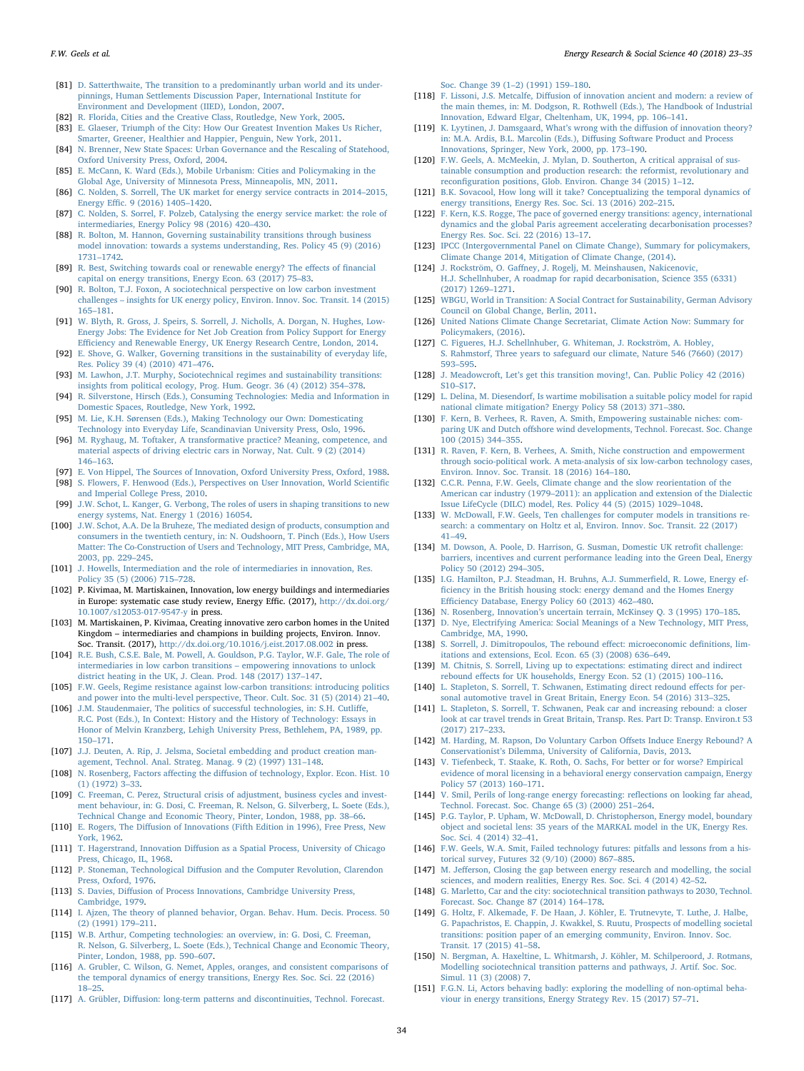[81] D. Satterthwaite, The transition to a predominantly urban world and its underpinnings, Human Settlements Discussion Paper, International Institute for Environment and Development (IIED), London, 2007.

[82] R. Florida, Cities and the Creative Class, Routledge, New York, 2005.

[83] E. Glaeser, Triumph of the City: How Our Greatest Invention Makes Us Richer, Smarter, Greener, Healthier and Happier, Penguin, New York, 2011.

[84] N. Brenner, New State Spaces: Urban Governance and the Rescaling of Statehood, Oxford University Press, Oxford, 2004.

[85] E. McCann, K. Ward (Eds.), Mobile Urbanism: Cities and Policymaking in the Global Age, University of Minnesota Press, Minneapolis, MN, 2011.

[86] C. Nolden, S. Sorrell, The UK market for energy service contracts in 2014–2015, Energy Effic. 9 (2016) 1405–1420.

[87] C. Nolden, S. Sorrel, F. Polzeb, Catalysing the energy service market: the role of intermediaries, Energy Policy 98 (2016) 420–430.

[88] R. Bolton, M. Hannon, Governing sustainability transitions through business model innovation: towards a systems understanding, Res. Policy 45 (9) (2016) 1731–1742.

[89] R. Best, Switching towards coal or renewable energy? The effects of financial capital on energy transitions, Energy Econ. 63 (2017) 75–83.

[90] R. Bolton, T.J. Foxon, A sociotechnical perspective on low carbon investment challenges – insights for UK energy policy, Environ. Innov. Soc. Transit. 14 (2015) 165–181.

[91] W. Blyth, R. Gross, J. Speirs, S. Sorrell, J. Nicholls, A. Dorgan, N. Hughes, Low-Energy Jobs: The Evidence for Net Job Creation from Policy Support for Energy Efficiency and Renewable Energy, UK Energy Research Centre, London, 2014.

[92] E. Shove, G. Walker, Governing transitions in the sustainability of everyday life, Res. Policy 39 (4) (2010) 471–476.

[93] M. Lawhon, J.T. Murphy, Sociotechnical regimes and sustainability transitions: insights from political ecology, Prog. Hum. Geogr. 36 (4) (2012) 354–378.

[94] R. Silverstone, Hirsch (Eds.), Consuming Technologies: Media and Information in Domestic Spaces, Routledge, New York, 1992.

[95] M. Lie, K.H. Sørensen (Eds.), Making Technology our Own: Domesticating Technology into Everyday Life, Scandinavian University Press, Oslo, 1996.

[96] M. Ryghaug, M. Toftaker, A transformative practice? Meaning, competence, and material aspects of driving electric cars in Norway, Nat. Cult. 9 (2) (2014) 146–163.

[97] E. Von Hippel, The Sources of Innovation, Oxford University Press, Oxford, 1988.

[98] S. Flowers, F. Henwood (Eds.), Perspectives on User Innovation, World Scientific and Imperial College Press, 2010.

[99] J.W. Schot, L. Kanger, G. Verbong, The roles of users in shaping transitions to new energy systems, Nat. Energy 1 (2016) 16054.

[100] J.W. Schot, A.A. De la Bruheze, The mediated design of products, consumption and consumers in the twentieth century, in: N. Oudshoorn, T. Pinch (Eds.), How Users Matter: The Co-Construction of Users and Technology, MIT Press, Cambridge, MA, 2003, pp. 229–245.

[101] J. Howells, Intermediation and the role of intermediaries in innovation, Res. Policy 35 (5) (2006) 715–728.

[102] P. Kivimaa, M. Martiskainen, Innovation, low energy buildings and intermediaries in Europe: systematic case study review, Energy Effic. (2017), http://dx.doi.org/10.1007/s12053-017-9547-y in press.

[103] M. Martiskainen, P. Kivimaa, Creating innovative zero carbon homes in the United Kingdom – intermediaries and champions in building projects, Environ. Innov. Soc. Transit. (2017), http://dx.doi.org/10.1016/j.eist.2017.08.002 in press.

[104] R.E. Bush, C.S.E. Bale, M. Powell, A. Gouldson, P.G. Taylor, W.F. Gale, The role of intermediaries in low carbon transitions – empowering innovations to unlock district heating in the UK, J. Clean. Prod. 148 (2017) 137–147.

[105] F.W. Geels, Regime resistance against low-carbon transitions: introducing politics and power into the multi-level perspective, Theor. Cult. Soc. 31 (5) (2014) 21–40.

[106] J.M. Staudenmaier, The politics of successful technologies, in: S.H. Cutliffe, R.C. Post (Eds.), In Context: History and the History of Technology: Essays in Honor of Melvin Kranzberg, Lehigh University Press, Bethlehem, PA, 1989, pp. 150–171.

[107] J.J. Deuten, A. Rip, J. Jelsma, Societal embedding and product creation management, Technol. Anal. Strateg. Manag. 9 (2) (1997) 131–148.

[108] N. Rosenberg, Factors affecting the diffusion of technology, Explor. Econ. Hist. 10 (1) (1972) 3–33.

[109] C. Freeman, C. Perez, Structural crisis of adjustment, business cycles and investment behaviour, in: G. Dosi, C. Freeman, R. Nelson, G. Silverberg, L. Soete (Eds.), Technical Change and Economic Theory, Pinter, London, 1988, pp. 38–66.

[110] E. Rogers, The Diffusion of Innovations (Fifth Edition in 1996), Free Press, New York, 1962.

[111] T. Hagerstrand, Innovation Diffusion as a Spatial Process, University of Chicago Press, Chicago, IL, 1968.

[112] P. Stoneman, Technological Diffusion and the Computer Revolution, Clarendon Press, Oxford, 1976.

[113] S. Davies, Diffusion of Process Innovations, Cambridge University Press, Cambridge, 1979.

[114] I. Ajzen, The theory of planned behavior, Organ. Behav. Hum. Decis. Process. 50 (2) (1991) 179–211.

[115] W.B. Arthur, Competing technologies: an overview, in: G. Dosi, C. Freeman, R. Nelson, G. Silverberg, L. Soete (Eds.), Technical Change and Economic Theory, Pinter, London, 1988, pp. 590–607.

[116] A. Grubler, C. Wilson, G. Nemet, Apples, oranges, and consistent comparisons of the temporal dynamics of energy transitions, Energy Res. Soc. Sci. 22 (2016) 18–25.

[117] A. Grübler, Diffusion: long-term patterns and discontinuities, Technol. Forecast. Soc. Change 39 (1–2) (1991) 159–180.

[118] F. Lissoni, J.S. Metcalfe, Diffusion of innovation ancient and modern: a review of the main themes, in: M. Dodgson, R. Rothwell (Eds.), The Handbook of Industrial Innovation, Edward Elgar, Cheltenham, UK, 1994, pp. 106–141.

[119] K. Lyytinen, J. Damsgaard, What's wrong with the diffusion of innovation theory? in: M.A. Ardis, B.L. Marcolin (Eds.), Diffusing Software Product and Process Innovations, Springer, New York, 2000, pp. 173–190.

[120] F.W. Geels, A. McMeekin, J. Mylan, D. Southerton, A critical appraisal of sustainable consumption and production research: the reformist, revolutionary and reconfiguration positions, Glob. Environ. Change 34 (2015) 1–12.

[121] B.K. Sovacool, How long will it take? Conceptualizing the temporal dynamics of energy transitions, Energy Res. Soc. Sci. 13 (2016) 202–215.

[122] F. Kern, K.S. Rogge, The pace of governed energy transitions: agency, international dynamics and the global Paris agreement accelerating decarbonisation processes? Energy Res. Soc. Sci. 22 (2016) 13–17.

[123] IPCC (Intergovernmental Panel on Climate Change), Summary for policymakers, Climate Change 2014, Mitigation of Climate Change, (2014).

[124] J. Rockström, O. Gaffney, J. Rogelj, M. Meinshausen, Nakicenovic, H.J. Schellnhuber, A roadmap for rapid decarbonisation, Science 355 (6331) (2017) 1269–1271.

[125] WBGU, World in Transition: A Social Contract for Sustainability, German Advisory Council on Global Change, Berlin, 2011.

[126] United Nations Climate Change Secretariat, Climate Action Now: Summary for Policymakers, (2016).

[127] C. Figueres, H.J. Schellnhuber, G. Whiteman, J. Rockström, A. Hobley, S. Rahmstorf, Three years to safeguard our climate, Nature 546 (7660) (2017) 593–595.

[128] J. Meadowcroft, Let's get this transition moving!, Can. Public Policy 42 (2016) S10–S17.

[129] L. Delina, M. Diesendorf, Is wartime mobilisation a suitable policy model for rapid national climate mitigation? Energy Policy 58 (2013) 371–380.

[130] F. Kern, B. Verhees, R. Raven, A. Smith, Empowering sustainable niches: comparing UK and Dutch offshore wind developments, Technol. Forecast. Soc. Change 100 (2015) 344–355.

[131] R. Raven, F. Kern, B. Verhees, A. Smith, Niche construction and empowerment through socio-political work. A meta-analysis of six low-carbon technology cases, Environ. Innov. Soc. Transit. 18 (2016) 164–180.

[132] C.C.R. Penna, F.W. Geels, Climate change and the slow reorientation of the American car industry (1979–2011): an application and extension of the Dialectic Issue LifeCycle (DILC) model, Res. Policy 44 (5) (2015) 1029–1048.

[133] W. McDowall, F.W. Geels, Ten challenges for computer models in transitions research: a commentary on Holtz et al, Environ. Innov. Soc. Transit. 22 (2017) 41–49.

[134] M. Dowson, A. Poole, D. Harrison, G. Susman, Domestic UK retrofit challenge: barriers, incentives and current performance leading into the Green Deal, Energy Policy 50 (2012) 294–305.

[135] I.G. Hamilton, P.J. Steadman, H. Bruhns, A.J. Summerfield, R. Lowe, Energy efficiency in the British housing stock: energy demand and the Homes Energy Efficiency Database, Energy Policy 60 (2013) 462–480.

[136] N. Rosenberg, Innovation's uncertain terrain, McKinsey Q. 3 (1995) 170–185.

[137] D. Nye, Electrifying America: Social Meanings of a New Technology, MIT Press, Cambridge, MA, 1990.

[138] S. Sorrell, J. Dimitropoulos, The rebound effect: microeconomic definitions, limitations and extensions, Ecol. Econ. 65 (3) (2008) 636–649.

[139] M. Chitnis, S. Sorrell, Living up to expectations: estimating direct and indirect rebound effects for UK households, Energy Econ. 52 (1) (2015) 100–116.

[140] L. Stapleton, S. Sorrell, T. Schwanen, Estimating direct rebound effects for personal automotive travel in Great Britain, Energy Econ. 54 (2016) 313–325.

[141] L. Stapleton, S. Sorrell, T. Schwanen, Peak car and increasing rebound: a closer look at car travel trends in Great Britain, Transp. Res. Part D: Transp. Environ.t 53 (2017) 217–233.

[142] M. Harding, M. Rapson, Do Voluntary Carbon Offsets Induce Energy Rebound? A Conservationist's Dilemma, University of California, Davis, 2013.

[143] V. Tiefenbeck, T. Staake, K. Roth, O. Sachs, For better or for worse? Empirical evidence of moral licensing in a behavioral energy conservation campaign, Energy Policy 57 (2013) 160–171.

[144] V. Smil, Perils of long-range energy forecasting: reflections on looking far ahead, Technol. Forecast. Soc. Change 65 (3) (2000) 251–264.

[145] P.G. Taylor, P. Upham, W. McDowall, D. Christopherson, Energy model, boundary object and societal lens: 35 years of the MARKAL model in the UK, Energy Res. Soc. Sci. 4 (2014) 32–41.

[146] F.W. Geels, W.A. Smit, Failed technology futures: pitfalls and lessons from a historical survey, Futures 32 (9/10) (2000) 867–885.

[147] M. Jefferson, Closing the gap between energy research and modelling, the social sciences, and modern realities, Energy Res. Soc. Sci. 4 (2014) 42–52.

[148] G. Marletto, Car and the city: sociotechnical transition pathways to 2030, Technol. Forecast. Soc. Change 87 (2014) 164–178.

[149] G. Holtz, F. Alkemade, F. De Haan, J. Köhler, E. Trutnevyte, T. Luthe, J. Halbe, G. Papachristos, E. Chappin, J. Kwakkel, S. Ruutu, Prospects of modelling societal transitions: position paper of an emerging community, Environ. Innov. Soc. Transit. 17 (2015) 41–58.

[150] N. Bergman, A. Haxeltine, L. Whitmarsh, J. Köhler, M. Schilperoord, J. Rotmans, Modelling sociotechnical transition patterns and pathways, J. Artif. Soc. Soc. Simul. 11 (3) (2008) 7.

[151] F.G.N. Li, Actors behaving badly: exploring the modelling of non-optimal behaviour in energy transitions, Energy Strategy Rev. 15 (2017) 57–71.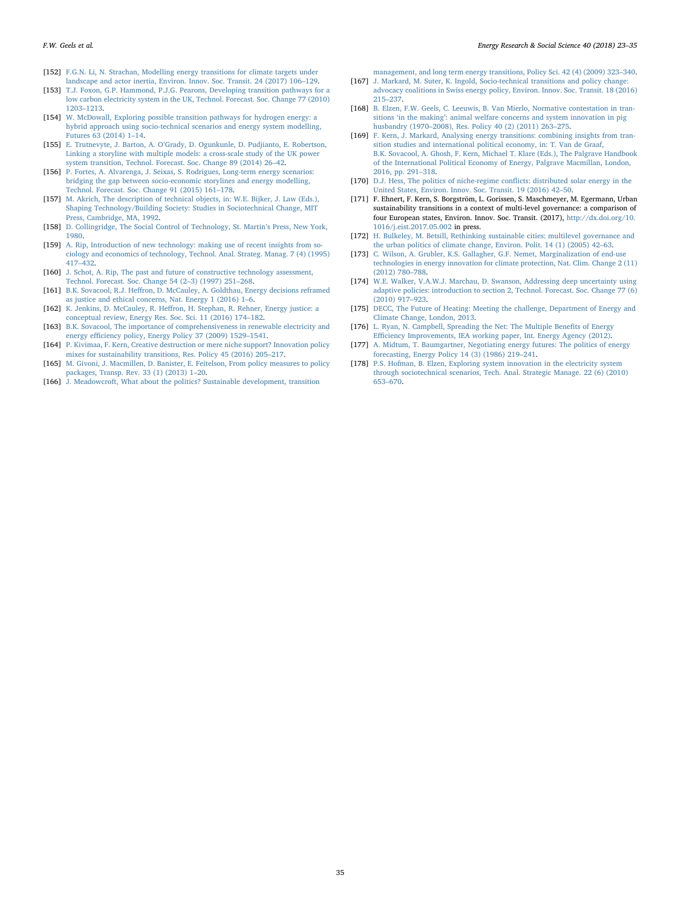[152] F.G.N. Li, N. Strachan, Modelling energy transitions for climate targets under landscape and actor inertia, Environ. Innov. Soc. Transit. 24 (2017) 106–129.

[153] T.J. Foxon, G.P. Hammond, P.J.G. Pearons, Developing transition pathways for a low carbon electricity system in the UK, Technol. Forecast. Soc. Change 77 (2010) 1203–1213.

[154] W. McDowall, Exploring possible transition pathways for hydrogen energy: a hybrid approach using socio-technical scenarios and energy system modelling, Futures 63 (2014) 1–14.

[155] E. Trutnevyte, J. Barton, A. O'Grady, D. Ogunkunle, D. Pudjianto, E. Robertson, Linking a storyline with multiple models: a cross-scale study of the UK power system transition, Technol. Forecast. Soc. Change 89 (2014) 26–42.

[156] P. Fortes, A. Alvarenga, J. Seixas, S. Rodrigues, Long-term energy scenarios: bridging the gap between socio-economic storylines and energy modelling, Technol. Forecast. Soc. Change 91 (2015) 161–178.

[157] M. Akrich, The description of technical objects, in: W.E. Bijker, J. Law (Eds.), Shaping Technology/Building Society: Studies in Sociotechnical Change, MIT Press, Cambridge, MA, 1992.

[158] D. Collingridge, The Social Control of Technology, St. Martin's Press, New York, 1980.

[159] A. Rip, Introduction of new technology: making use of recent insights from sociology and economics of technology, Technol. Anal. Strateg. Manag. 7 (4) (1995) 417–432.

[160] J. Schot, A. Rip, The past and future of constructive technology assessment, Technol. Forecast. Soc. Change 54 (2–3) (1997) 251–268.

[161] B.K. Sovacool, R.J. Heffron, D. McCauley, A. Goldthau, Energy decisions reframed as justice and ethical concerns, Nat. Energy 1 (2016) 1–6.

[162] K. Jenkins, D. McCauley, R. Heffron, H. Stephan, R. Rehner, Energy justice: a conceptual review, Energy Res. Soc. Sci. 11 (2016) 174–182.

[163] B.K. Sovacool, The importance of comprehensiveness in renewable electricity and energy efficiency policy, Energy Policy 37 (2009) 1529–1541.

[164] P. Kivimaa, F. Kern, Creative destruction or mere niche support? Innovation policy mixes for sustainability transitions, Res. Policy 45 (2016) 205–217.

[165] M. Givoni, J. Macmillen, D. Banister, E. Feitelson, From policy measures to policy packages, Transp. Rev. 33 (1) (2013) 1–20.

[166] J. Meadowcroft, What about the politics? Sustainable development, transition management, and long term energy transitions, Policy Sci. 42 (4) (2009) 323–340.

[167] J. Markard, M. Suter, K. Ingold, Socio-technical transitions and policy change: advocacy coalitions in Swiss energy policy, Environ. Innov. Soc. Transit. 18 (2016) 215–237.

[168] B. Elzen, F.W. Geels, C. Leeuwis, B. Van Mierlo, Normative contestation in transitions 'in the making': animal welfare concerns and system innovation in pig husbandry (1970–2008), Res. Policy 40 (2) (2011) 263–275.

[169] F. Kern, J. Markard, Analysing energy transitions: combining insights from transition studies and international political economy, in: T. Van de Graaf, B.K. Sovacool, A. Ghosh, F. Kern, Michael T. Klare (Eds.), The Palgrave Handbook of the International Political Economy of Energy, Palgrave Macmillan, London, 2016, pp. 291–318.

[170] D.J. Hess, The politics of niche-regime conflicts: distributed solar energy in the United States, Environ. Innov. Soc. Transit. 19 (2016) 42–50.

[171] F. Ehnert, F. Kern, S. Borgström, L. Gorissen, S. Maschmeyer, M. Egermann, Urban sustainability transitions in a context of multi-level governance: a comparison of four European states, Environ. Innov. Soc. Transit. (2017), http://dx.doi.org/10.1016/j.eist.2017.05.002 in press.

[172] H. Bulkeley, M. Betsill, Rethinking sustainable cities: multilevel governance and the urban politics of climate change, Environ. Polit. 14 (1) (2005) 42–63.

[173] C. Wilson, A. Grubler, K.S. Gallagher, G.F. Nemet, Marginalization of end-use technologies in energy innovation for climate protection, Nat. Clim. Change 2 (11) (2012) 780–788.

[174] W.E. Walker, V.A.W.J. Marchau, D. Swanson, Addressing deep uncertainty using adaptive policies: introduction to section 2, Technol. Forecast. Soc. Change 77 (6) (2010) 917–923.

[175] DECC, The Future of Heating: Meeting the challenge, Department of Energy and Climate Change, London, 2013.

[176] L. Ryan, N. Campbell, Spreading the Net: The Multiple Benefits of Energy Efficiency Improvements, IEA working paper, Int. Energy Agency (2012).

[177] A. Midtum, T. Baumgartner, Negotiating energy futures: The politics of energy forecasting, Energy Policy 14 (3) (1986) 219–241.

[178] P.S. Hofman, B. Elzen, Exploring system innovation in the electricity system through sociotechnical scenarios, Tech. Anal. Strategic Manage. 22 (6) (2010) 653–670.